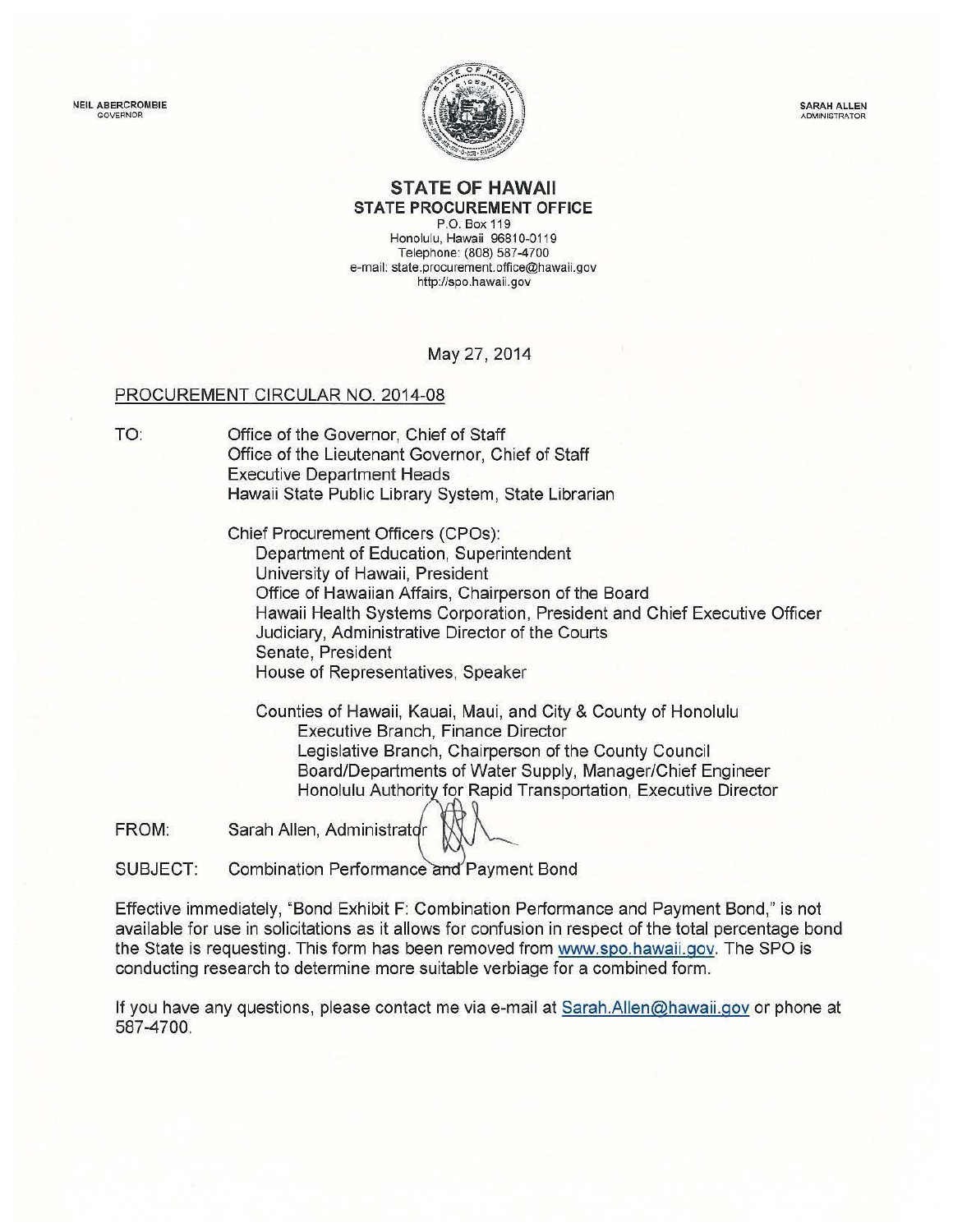NEIL ABERCROMBIE
GOVERNOR

SARAH ALLEN
ADMINISTRATOR

# STATE OF HAWAII
## STATE PROCUREMENT OFFICE

P.O. Box 119
Honolulu, Hawaii 96810-0119
Telephone: (808) 587-4700
e-mail: state.procurement.office@hawaii.gov
http://spo.hawaii.gov

May 27, 2014

PROCUREMENT CIRCULAR NO. 2014-08

TO:
Office of the Governor, Chief of Staff
Office of the Lieutenant Governor, Chief of Staff
Executive Department Heads
Hawaii State Public Library System, State Librarian

Chief Procurement Officers (CPOs):
- Department of Education, Superintendent
- University of Hawaii, President
- Office of Hawaiian Affairs, Chairperson of the Board
- Hawaii Health Systems Corporation, President and Chief Executive Officer
- Judiciary, Administrative Director of the Courts
- Senate, President
- House of Representatives, Speaker

Counties of Hawaii, Kauai, Maui, and City & County of Honolulu
- Executive Branch, Finance Director
- Legislative Branch, Chairperson of the County Council
- Board/Departments of Water Supply, Manager/Chief Engineer
- Honolulu Authority for Rapid Transportation, Executive Director

FROM: Sarah Allen, Administrator

SUBJECT: Combination Performance and Payment Bond

Effective immediately, "Bond Exhibit F: Combination Performance and Payment Bond," is not available for use in solicitations as it allows for confusion in respect of the total percentage bond the State is requesting. This form has been removed from www.spo.hawaii.gov. The SPO is conducting research to determine more suitable verbiage for a combined form.

If you have any questions, please contact me via e-mail at Sarah.Allen@hawaii.gov or phone at 587-4700.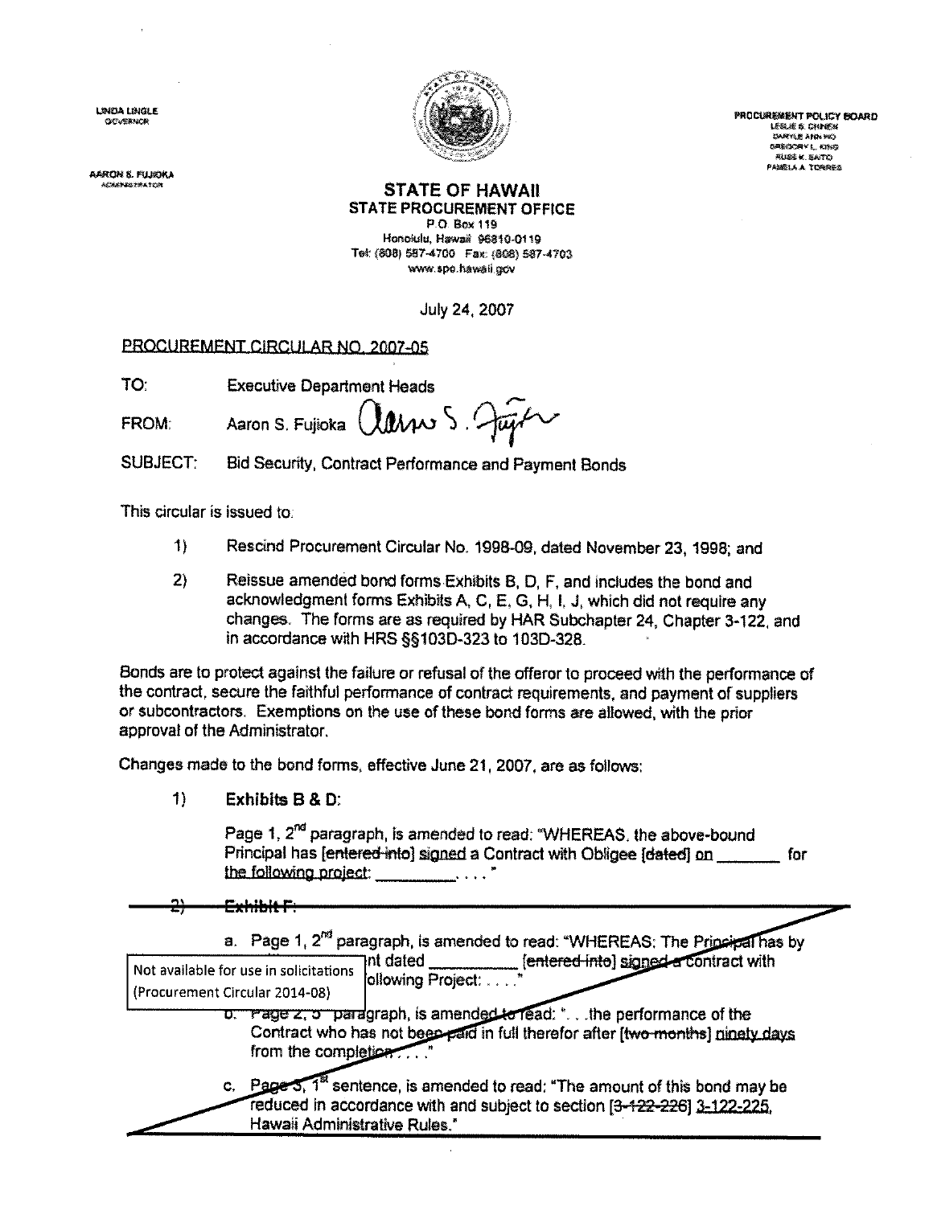LINDA LINGLE
GOVERNOR

AARON S. FUJIOKA
ADMINISTRATOR

PROCUREMENT POLICY BOARD
LESLIE S. CHINEN
DARYLE ANN HO
GREGORY L. KING
RUSS K. SAITO
PAMELA A. TORRES

**STATE OF HAWAII**
**STATE PROCUREMENT OFFICE**
P.O. Box 119
Honolulu, Hawaii 96810-0119
Tel: (808) 587-4700 Fax: (808) 587-4703
www.spo.hawaii.gov

July 24, 2007

PROCUREMENT CIRCULAR NO. 2007-05

TO: Executive Department Heads

FROM: Aaron S. Fujioka

SUBJECT: Bid Security, Contract Performance and Payment Bonds

This circular is issued to:

1) Rescind Procurement Circular No. 1998-09, dated November 23, 1998; and

2) Reissue amended bond forms Exhibits B, D, F, and includes the bond and acknowledgment forms Exhibits A, C, E, G, H, I, J, which did not require any changes. The forms are as required by HAR Subchapter 24, Chapter 3-122, and in accordance with HRS §§103D-323 to 103D-328.

Bonds are to protect against the failure or refusal of the offeror to proceed with the performance of the contract, secure the faithful performance of contract requirements, and payment of suppliers or subcontractors. Exemptions on the use of these bond forms are allowed, with the prior approval of the Administrator.

Changes made to the bond forms, effective June 21, 2007, are as follows:

1) **Exhibits B & D:**

   Page 1, 2nd paragraph, is amended to read: "WHEREAS, the above-bound Principal has [~~entered into~~] signed a Contract with Obligee [~~dated~~] on _______ for the following project: _________. . . ."

~~2) Exhibit F:~~

   a. Page 1, 2nd paragraph, is amended to read: "WHEREAS: The Principal has by ...nt dated _________ [~~entered into~~] signed a contract with ...ollowing Project: . . . ."

   Not available for use in solicitations (Procurement Circular 2014-08)

   b. Page 2, 3rd paragraph, is amended to read: ". . .the performance of the Contract who has not been paid in full therefor after [~~two months~~] ninety days from the completion. . . ."

   c. Page 3, 1st sentence, is amended to read: "The amount of this bond may be reduced in accordance with and subject to section [~~3-122-226~~] 3-122-225, Hawaii Administrative Rules."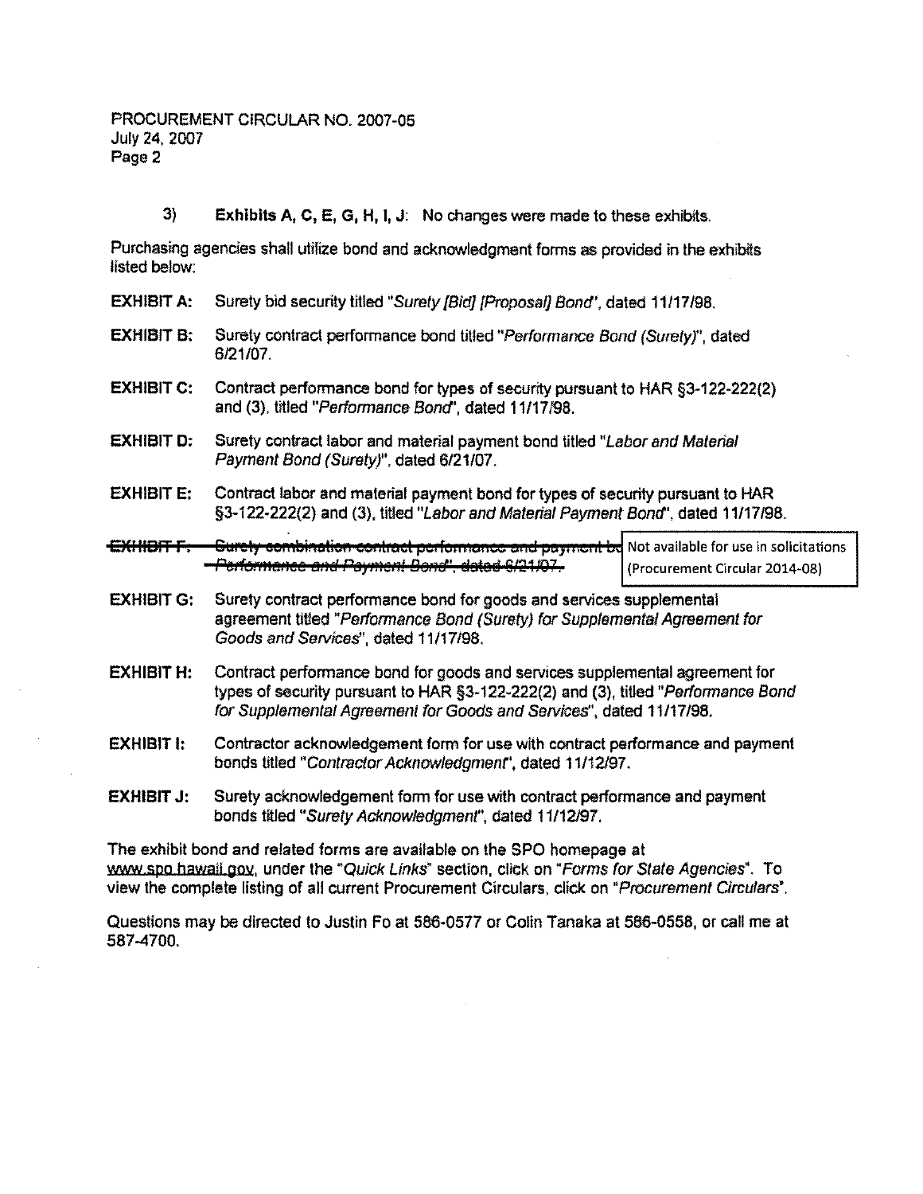PROCUREMENT CIRCULAR NO. 2007-05
July 24, 2007

3) **Exhibits A, C, E, G, H, I, J**: No changes were made to these exhibits.

Purchasing agencies shall utilize bond and acknowledgment forms as provided in the exhibits listed below:

**EXHIBIT A:** Surety bid security titled "*Surety [Bid] [Proposal] Bond*", dated 11/17/98.

**EXHIBIT B:** Surety contract performance bond titled "*Performance Bond (Surety)*", dated 6/21/07.

**EXHIBIT C:** Contract performance bond for types of security pursuant to HAR §3-122-222(2) and (3), titled "*Performance Bond*", dated 11/17/98.

**EXHIBIT D:** Surety contract labor and material payment bond titled "*Labor and Material Payment Bond (Surety)*", dated 6/21/07.

**EXHIBIT E:** Contract labor and material payment bond for types of security pursuant to HAR §3-122-222(2) and (3), titled "*Labor and Material Payment Bond*", dated 11/17/98.

~~**EXHIBIT F:** Surety combination contract performance and payment bo... "*Performance and Payment Bond*", dated 6/21/07.~~ Not available for use in solicitations (Procurement Circular 2014-08)

**EXHIBIT G:** Surety contract performance bond for goods and services supplemental agreement titled "*Performance Bond (Surety) for Supplemental Agreement for Goods and Services*", dated 11/17/98.

**EXHIBIT H:** Contract performance bond for goods and services supplemental agreement for types of security pursuant to HAR §3-122-222(2) and (3), titled "*Performance Bond for Supplemental Agreement for Goods and Services*", dated 11/17/98.

**EXHIBIT I:** Contractor acknowledgement form for use with contract performance and payment bonds titled "*Contractor Acknowledgment*", dated 11/12/97.

**EXHIBIT J:** Surety acknowledgement form for use with contract performance and payment bonds titled "*Surety Acknowledgment*", dated 11/12/97.

The exhibit bond and related forms are available on the SPO homepage at www.spo.hawaii.gov, under the "*Quick Links*" section, click on "*Forms for State Agencies*". To view the complete listing of all current Procurement Circulars, click on "*Procurement Circulars*".

Questions may be directed to Justin Fo at 586-0577 or Colin Tanaka at 586-0558, or call me at 587-4700.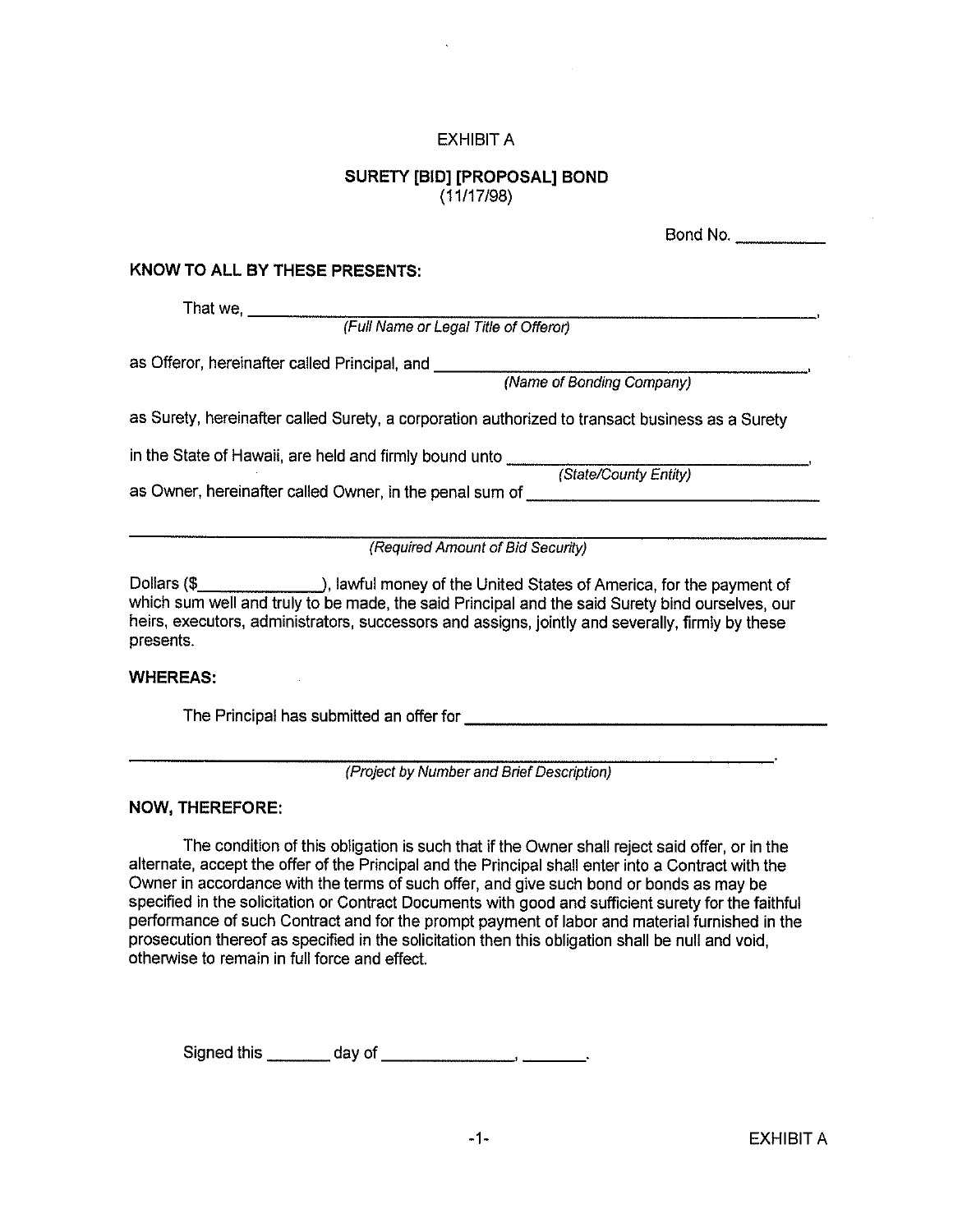EXHIBIT A

## SURETY [BID] [PROPOSAL] BOND

(11/17/98)

Bond No. __________

**KNOW TO ALL BY THESE PRESENTS:**

That we, ______________________________________________________________________,
*(Full Name or Legal Title of Offeror)*

as Offeror, hereinafter called Principal, and ____________________________________________,
*(Name of Bonding Company)*

as Surety, hereinafter called Surety, a corporation authorized to transact business as a Surety

in the State of Hawaii, are held and firmly bound unto ________________________________,
*(State/County Entity)*

as Owner, hereinafter called Owner, in the penal sum of ______________________________

______________________________________________________________________________
*(Required Amount of Bid Security)*

Dollars ($_____________), lawful money of the United States of America, for the payment of which sum well and truly to be made, the said Principal and the said Surety bind ourselves, our heirs, executors, administrators, successors and assigns, jointly and severally, firmly by these presents.

**WHEREAS:**

The Principal has submitted an offer for ______________________________________________

______________________________________________________________________________.
*(Project by Number and Brief Description)*

**NOW, THEREFORE:**

The condition of this obligation is such that if the Owner shall reject said offer, or in the alternate, accept the offer of the Principal and the Principal shall enter into a Contract with the Owner in accordance with the terms of such offer, and give such bond or bonds as may be specified in the solicitation or Contract Documents with good and sufficient surety for the faithful performance of such Contract and for the prompt payment of labor and material furnished in the prosecution thereof as specified in the solicitation then this obligation shall be null and void, otherwise to remain in full force and effect.

Signed this _______ day of _______________, _______.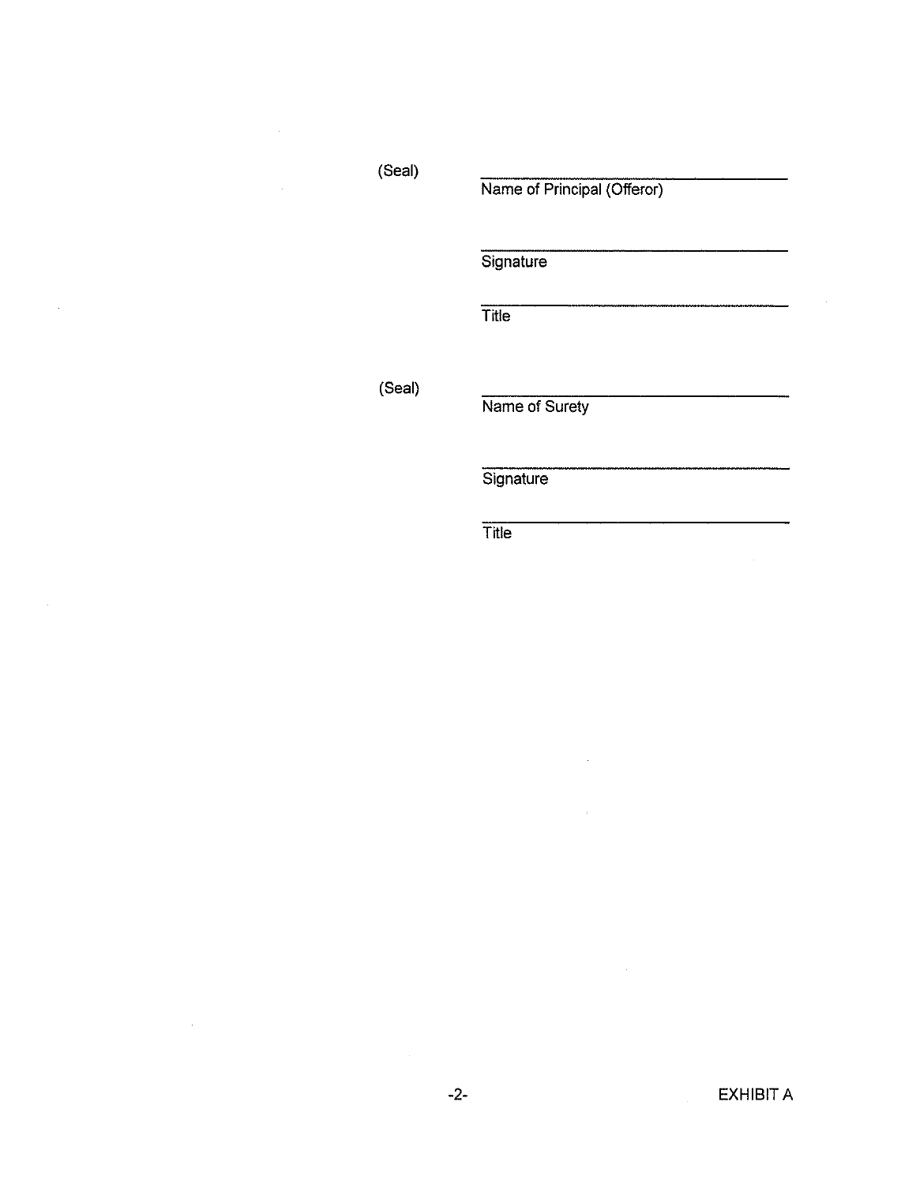(Seal) \_\_\_\_\_\_\_\_\_\_\_\_\_\_\_\_\_\_\_\_\_\_\_\_\_\_\_\_\_\_\_\_\_\_\_\_
Name of Principal (Offeror)

\_\_\_\_\_\_\_\_\_\_\_\_\_\_\_\_\_\_\_\_\_\_\_\_\_\_\_\_\_\_\_\_\_\_\_\_
Signature

\_\_\_\_\_\_\_\_\_\_\_\_\_\_\_\_\_\_\_\_\_\_\_\_\_\_\_\_\_\_\_\_\_\_\_\_
Title

(Seal) \_\_\_\_\_\_\_\_\_\_\_\_\_\_\_\_\_\_\_\_\_\_\_\_\_\_\_\_\_\_\_\_\_\_\_\_
Name of Surety

\_\_\_\_\_\_\_\_\_\_\_\_\_\_\_\_\_\_\_\_\_\_\_\_\_\_\_\_\_\_\_\_\_\_\_\_
Signature

\_\_\_\_\_\_\_\_\_\_\_\_\_\_\_\_\_\_\_\_\_\_\_\_\_\_\_\_\_\_\_\_\_\_\_\_
Title

EXHIBIT A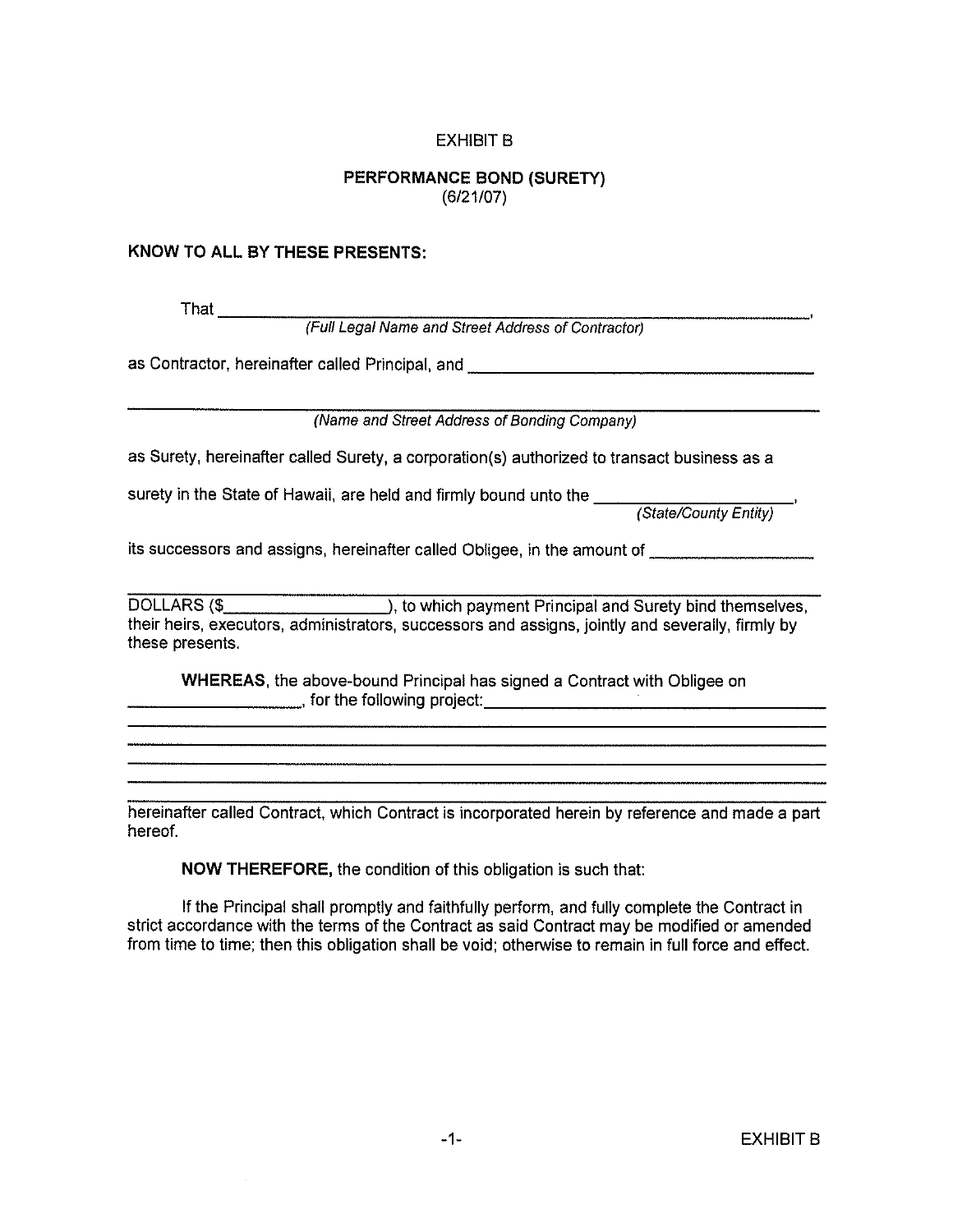EXHIBIT B

**PERFORMANCE BOND (SURETY)**
(6/21/07)

**KNOW TO ALL BY THESE PRESENTS:**

That ______________________________________________________________,
*(Full Legal Name and Street Address of Contractor)*

as Contractor, hereinafter called Principal, and ______________________________________

______________________________________________________________________
*(Name and Street Address of Bonding Company)*

as Surety, hereinafter called Surety, a corporation(s) authorized to transact business as a

surety in the State of Hawaii, are held and firmly bound unto the ____________________,
*(State/County Entity)*

its successors and assigns, hereinafter called Obligee, in the amount of ________________

______________________________________________________________________
DOLLARS ($________________), to which payment Principal and Surety bind themselves, their heirs, executors, administrators, successors and assigns, jointly and severally, firmly by these presents.

**WHEREAS**, the above-bound Principal has signed a Contract with Obligee on ________________, for the following project: ______________________________________

______________________________________________________________________

______________________________________________________________________

______________________________________________________________________

______________________________________________________________________

hereinafter called Contract, which Contract is incorporated herein by reference and made a part hereof.

**NOW THEREFORE,** the condition of this obligation is such that:

If the Principal shall promptly and faithfully perform, and fully complete the Contract in strict accordance with the terms of the Contract as said Contract may be modified or amended from time to time; then this obligation shall be void; otherwise to remain in full force and effect.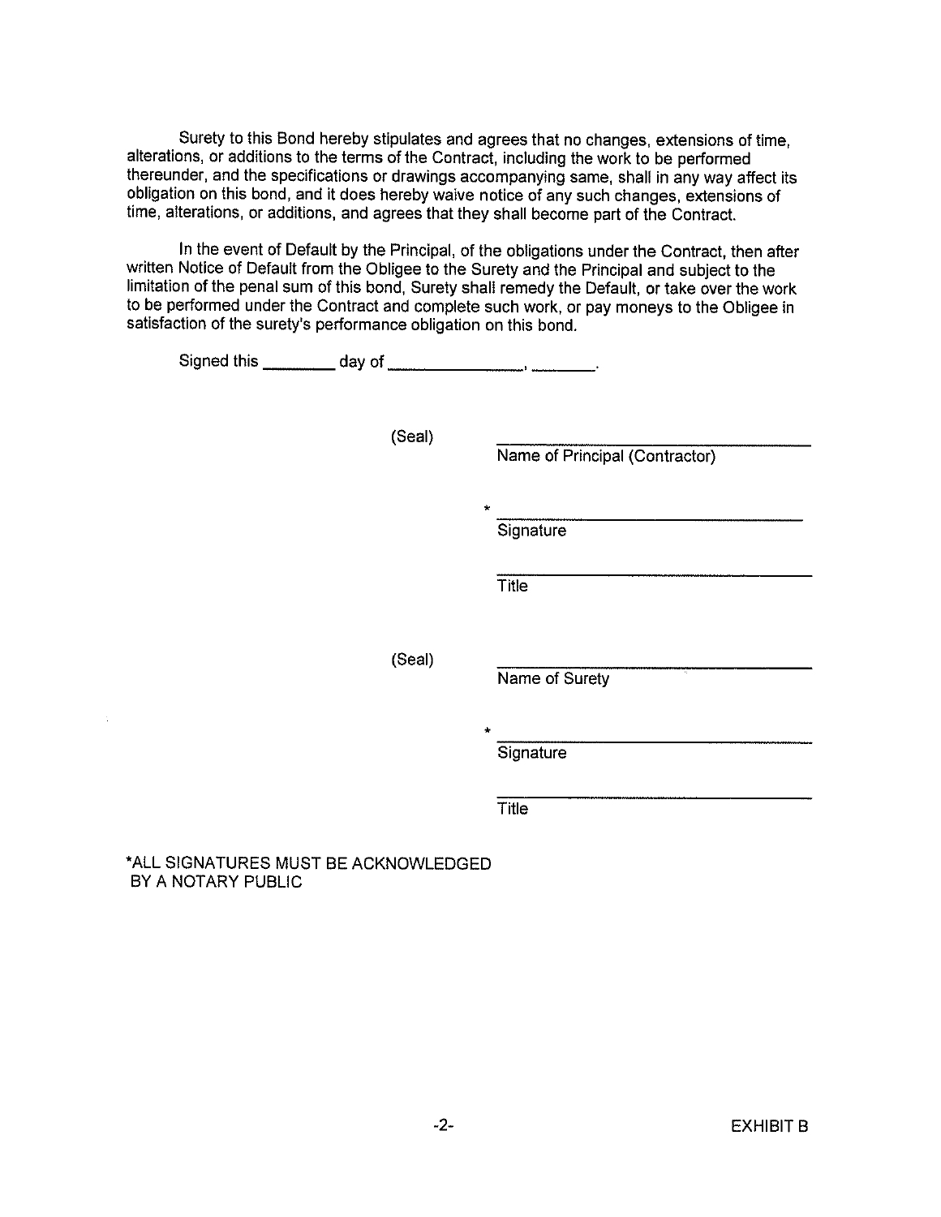Surety to this Bond hereby stipulates and agrees that no changes, extensions of time, alterations, or additions to the terms of the Contract, including the work to be performed thereunder, and the specifications or drawings accompanying same, shall in any way affect its obligation on this bond, and it does hereby waive notice of any such changes, extensions of time, alterations, or additions, and agrees that they shall become part of the Contract.

In the event of Default by the Principal, of the obligations under the Contract, then after written Notice of Default from the Obligee to the Surety and the Principal and subject to the limitation of the penal sum of this bond, Surety shall remedy the Default, or take over the work to be performed under the Contract and complete such work, or pay moneys to the Obligee in satisfaction of the surety's performance obligation on this bond.

Signed this ________ day of ________________, ________.

(Seal) ______________________________
Name of Principal (Contractor)

\* ______________________________
Signature

______________________________
Title

(Seal) ______________________________
Name of Surety

\* ______________________________
Signature

______________________________
Title

*ALL SIGNATURES MUST BE ACKNOWLEDGED BY A NOTARY PUBLIC

EXHIBIT B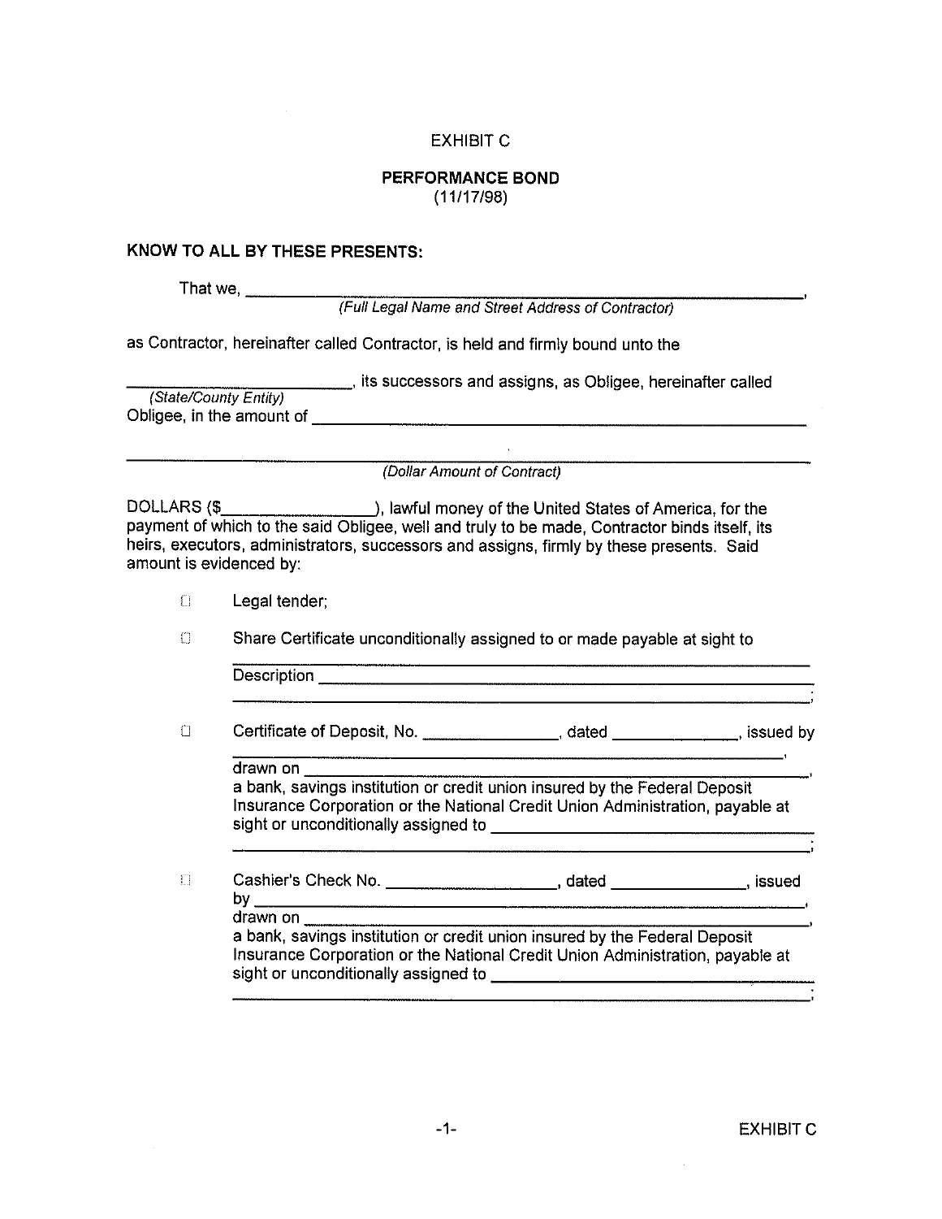EXHIBIT C

**PERFORMANCE BOND**
(11/17/98)

**KNOW TO ALL BY THESE PRESENTS:**

That we, ______________________________________________________________,
*(Full Legal Name and Street Address of Contractor)*

as Contractor, hereinafter called Contractor, is held and firmly bound unto the

__________________________, its successors and assigns, as Obligee, hereinafter called
*(State/County Entity)*
Obligee, in the amount of ______________________________________________________

______________________________________________________________________________
*(Dollar Amount of Contract)*

DOLLARS ($________________), lawful money of the United States of America, for the payment of which to the said Obligee, well and truly to be made, Contractor binds itself, its heirs, executors, administrators, successors and assigns, firmly by these presents. Said amount is evidenced by:

- ☐ Legal tender;
- ☐ Share Certificate unconditionally assigned to or made payable at sight to ______________________________________________________
  Description ______________________________________________________
  ______________________________________________________;
- ☐ Certificate of Deposit, No. _______________, dated ______________, issued by ______________________________________________________,
  drawn on ______________________________________________________,
  a bank, savings institution or credit union insured by the Federal Deposit Insurance Corporation or the National Credit Union Administration, payable at sight or unconditionally assigned to ___________________________________
  ______________________________________________________;
- ☐ Cashier's Check No. ___________________, dated _______________, issued by ______________________________________________________,
  drawn on ______________________________________________________,
  a bank, savings institution or credit union insured by the Federal Deposit Insurance Corporation or the National Credit Union Administration, payable at sight or unconditionally assigned to ___________________________________
  ______________________________________________________;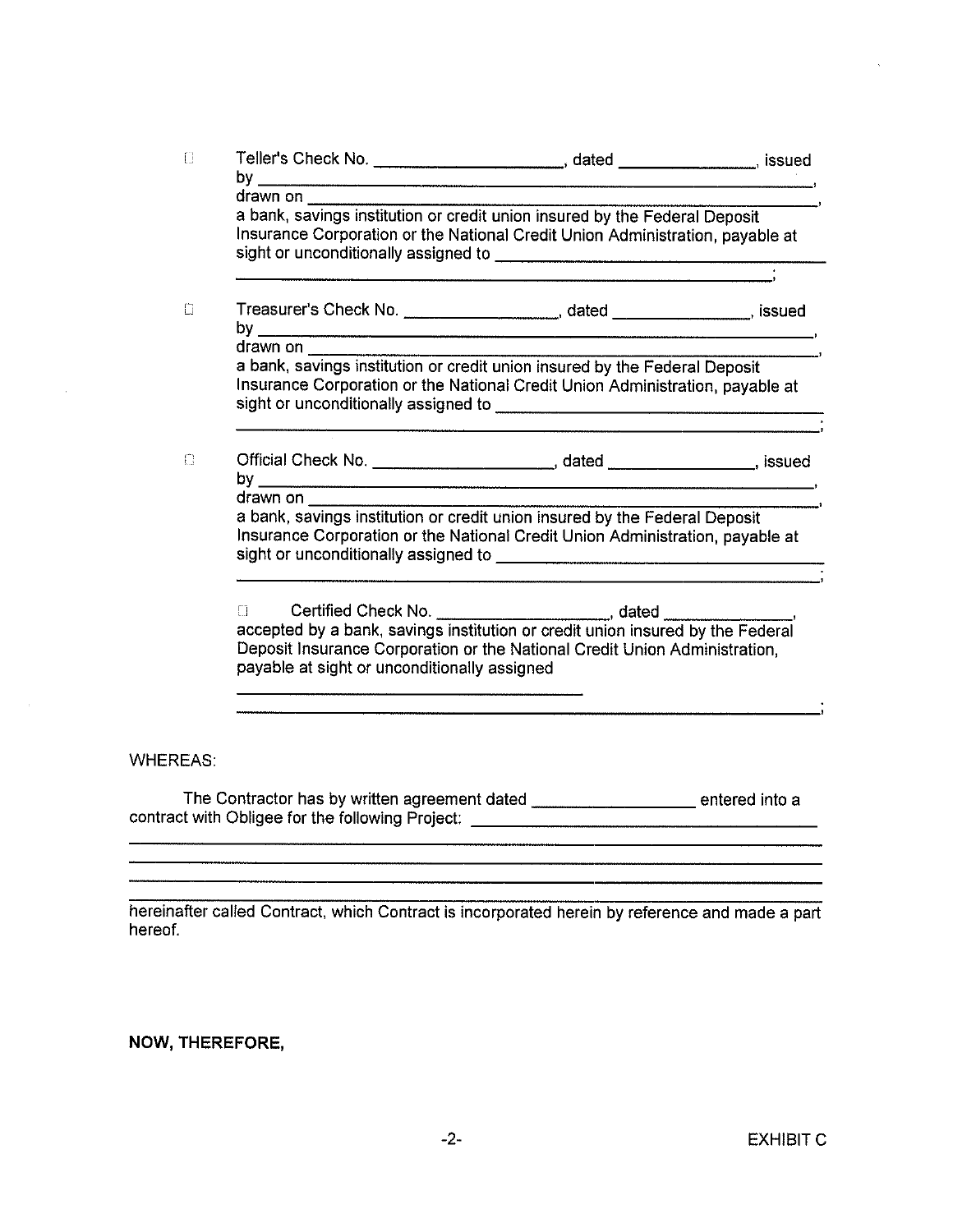☐ Teller's Check No. ____________________, dated ________________, issued by ____________________________________________________________________, drawn on ______________________________________________________________, a bank, savings institution or credit union insured by the Federal Deposit Insurance Corporation or the National Credit Union Administration, payable at sight or unconditionally assigned to ______________________________________ ___________________________________________________________________;

☐ Treasurer's Check No. __________________, dated ________________, issued by ____________________________________________________________________, drawn on ______________________________________________________________, a bank, savings institution or credit union insured by the Federal Deposit Insurance Corporation or the National Credit Union Administration, payable at sight or unconditionally assigned to ______________________________________ ___________________________________________________________________;

☐ Official Check No. ____________________, dated _________________, issued by ____________________________________________________________________, drawn on ______________________________________________________________, a bank, savings institution or credit union insured by the Federal Deposit Insurance Corporation or the National Credit Union Administration, payable at sight or unconditionally assigned to ______________________________________ ___________________________________________________________________;

☐ Certified Check No. ___________________, dated _______________, accepted by a bank, savings institution or credit union insured by the Federal Deposit Insurance Corporation or the National Credit Union Administration, payable at sight or unconditionally assigned

______________________________________

___________________________________________________________________;

WHEREAS:

The Contractor has by written agreement dated __________________ entered into a contract with Obligee for the following Project: ____________________________________

______________________________________________________________________________

______________________________________________________________________________

______________________________________________________________________________

______________________________________________________________________________

hereinafter called Contract, which Contract is incorporated herein by reference and made a part hereof.

**NOW, THEREFORE,**

EXHIBIT C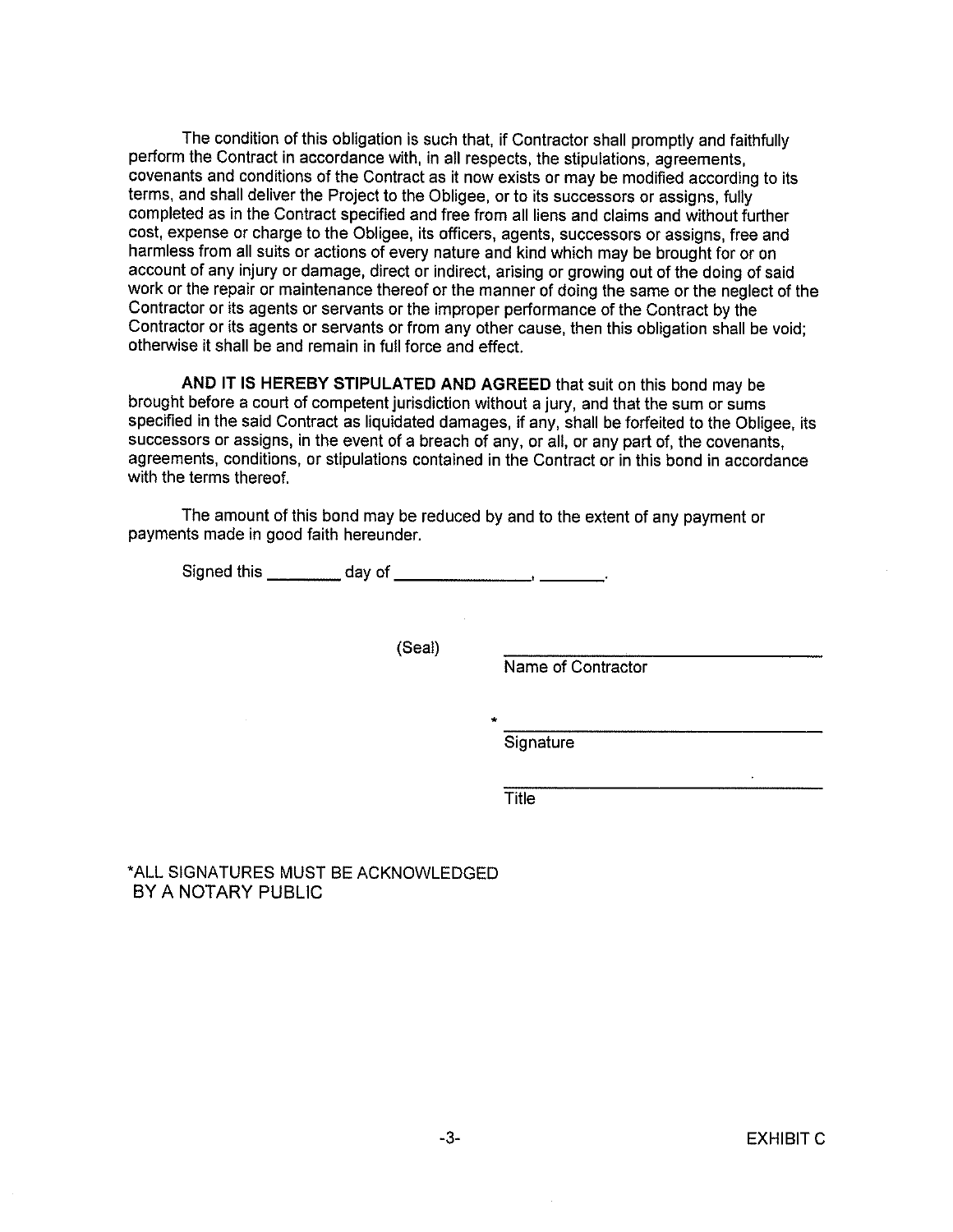The condition of this obligation is such that, if Contractor shall promptly and faithfully perform the Contract in accordance with, in all respects, the stipulations, agreements, covenants and conditions of the Contract as it now exists or may be modified according to its terms, and shall deliver the Project to the Obligee, or to its successors or assigns, fully completed as in the Contract specified and free from all liens and claims and without further cost, expense or charge to the Obligee, its officers, agents, successors or assigns, free and harmless from all suits or actions of every nature and kind which may be brought for or on account of any injury or damage, direct or indirect, arising or growing out of the doing of said work or the repair or maintenance thereof or the manner of doing the same or the neglect of the Contractor or its agents or servants or the improper performance of the Contract by the Contractor or its agents or servants or from any other cause, then this obligation shall be void; otherwise it shall be and remain in full force and effect.

**AND IT IS HEREBY STIPULATED AND AGREED** that suit on this bond may be brought before a court of competent jurisdiction without a jury, and that the sum or sums specified in the said Contract as liquidated damages, if any, shall be forfeited to the Obligee, its successors or assigns, in the event of a breach of any, or all, or any part of, the covenants, agreements, conditions, or stipulations contained in the Contract or in this bond in accordance with the terms thereof.

The amount of this bond may be reduced by and to the extent of any payment or payments made in good faith hereunder.

Signed this ________ day of ______________, _______.

(Seal) ______________________________
Name of Contractor

\* ______________________________
Signature

______________________________
Title

*ALL SIGNATURES MUST BE ACKNOWLEDGED BY A NOTARY PUBLIC

EXHIBIT C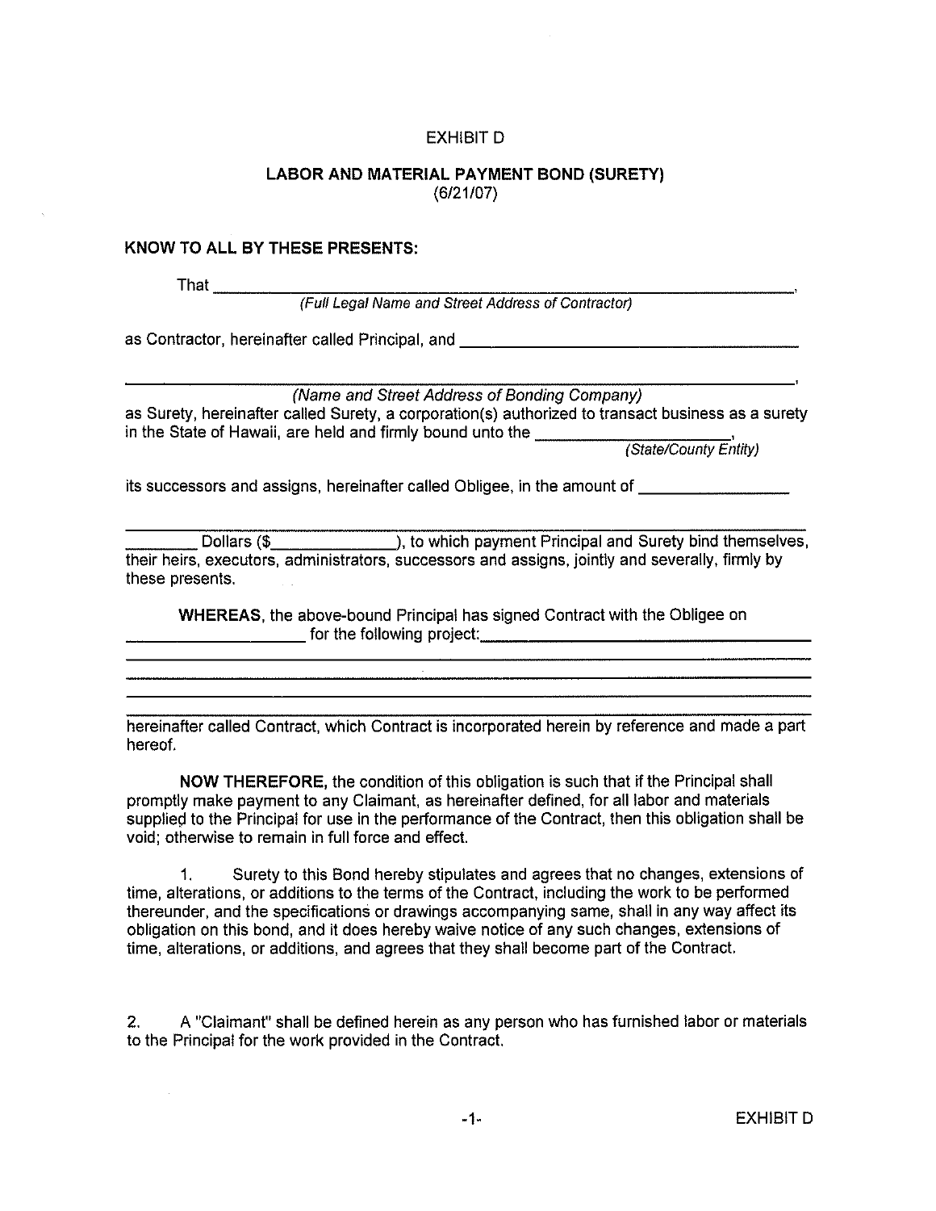EXHIBIT D

**LABOR AND MATERIAL PAYMENT BOND (SURETY)**
(6/21/07)

**KNOW TO ALL BY THESE PRESENTS:**

That ______________________________________________________________,
*(Full Legal Name and Street Address of Contractor)*

as Contractor, hereinafter called Principal, and ______________________________

______________________________________________________________,
*(Name and Street Address of Bonding Company)*

as Surety, hereinafter called Surety, a corporation(s) authorized to transact business as a surety in the State of Hawaii, are held and firmly bound unto the ____________________,
*(State/County Entity)*

its successors and assigns, hereinafter called Obligee, in the amount of ______________

______________________________________________________________
________ Dollars ($______________), to which payment Principal and Surety bind themselves, their heirs, executors, administrators, successors and assigns, jointly and severally, firmly by these presents.

**WHEREAS**, the above-bound Principal has signed Contract with the Obligee on ____________________ for the following project:______________________________
______________________________________________________________
______________________________________________________________
______________________________________________________________
______________________________________________________________

hereinafter called Contract, which Contract is incorporated herein by reference and made a part hereof.

**NOW THEREFORE,** the condition of this obligation is such that if the Principal shall promptly make payment to any Claimant, as hereinafter defined, for all labor and materials supplied to the Principal for use in the performance of the Contract, then this obligation shall be void; otherwise to remain in full force and effect.

1. Surety to this Bond hereby stipulates and agrees that no changes, extensions of time, alterations, or additions to the terms of the Contract, including the work to be performed thereunder, and the specifications or drawings accompanying same, shall in any way affect its obligation on this bond, and it does hereby waive notice of any such changes, extensions of time, alterations, or additions, and agrees that they shall become part of the Contract.

2. A "Claimant" shall be defined herein as any person who has furnished labor or materials to the Principal for the work provided in the Contract.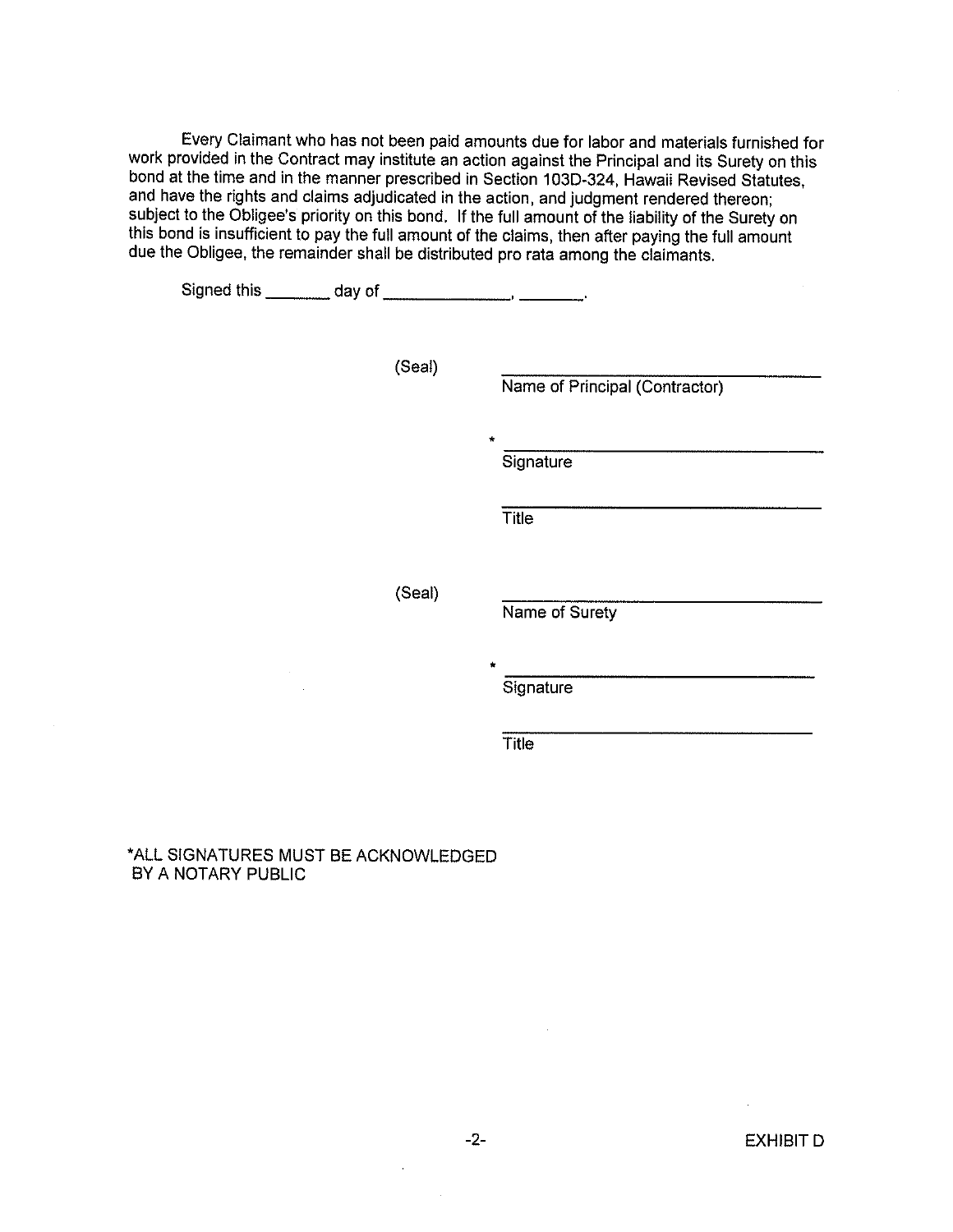Every Claimant who has not been paid amounts due for labor and materials furnished for work provided in the Contract may institute an action against the Principal and its Surety on this bond at the time and in the manner prescribed in Section 103D-324, Hawaii Revised Statutes, and have the rights and claims adjudicated in the action, and judgment rendered thereon; subject to the Obligee's priority on this bond. If the full amount of the liability of the Surety on this bond is insufficient to pay the full amount of the claims, then after paying the full amount due the Obligee, the remainder shall be distributed pro rata among the claimants.

Signed this _______ day of ______________, _______.

(Seal) ______________________________
Name of Principal (Contractor)

\* ______________________________
Signature

______________________________
Title

(Seal) ______________________________
Name of Surety

\* ______________________________
Signature

______________________________
Title

*ALL SIGNATURES MUST BE ACKNOWLEDGED BY A NOTARY PUBLIC

EXHIBIT D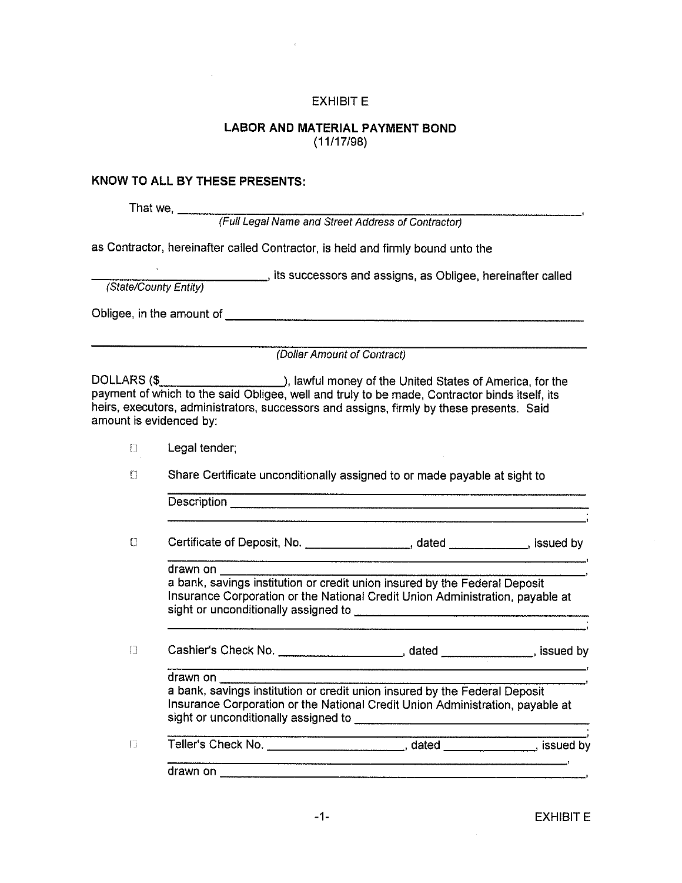EXHIBIT E

**LABOR AND MATERIAL PAYMENT BOND**
(11/17/98)

**KNOW TO ALL BY THESE PRESENTS:**

That we, ________________________________________________________________,
*(Full Legal Name and Street Address of Contractor)*

as Contractor, hereinafter called Contractor, is held and firmly bound unto the

_____________________________, its successors and assigns, as Obligee, hereinafter called
*(State/County Entity)*

Obligee, in the amount of ____________________________________________________

______________________________________________________________________
*(Dollar Amount of Contract)*

DOLLARS ($___________________), lawful money of the United States of America, for the payment of which to the said Obligee, well and truly to be made, Contractor binds itself, its heirs, executors, administrators, successors and assigns, firmly by these presents. Said amount is evidenced by:

- ☐ Legal tender;
- ☐ Share Certificate unconditionally assigned to or made payable at sight to
  ________________________________________________________________
  Description _____________________________________________________
  ________________________________________________________________;
- ☐ Certificate of Deposit, No. _______________, dated ___________, issued by
  ________________________________________________________________,
  drawn on _______________________________________________________,
  a bank, savings institution or credit union insured by the Federal Deposit Insurance Corporation or the National Credit Union Administration, payable at sight or unconditionally assigned to _________________________________
  ________________________________________________________________;
- ☐ Cashier's Check No. __________________, dated _____________, issued by
  ________________________________________________________________,
  drawn on _______________________________________________________,
  a bank, savings institution or credit union insured by the Federal Deposit Insurance Corporation or the National Credit Union Administration, payable at sight or unconditionally assigned to _________________________________
  ________________________________________________________________;
- ☐ Teller's Check No. ____________________, dated _____________, issued by
  ________________________________________________________________,
  drawn on _______________________________________________________,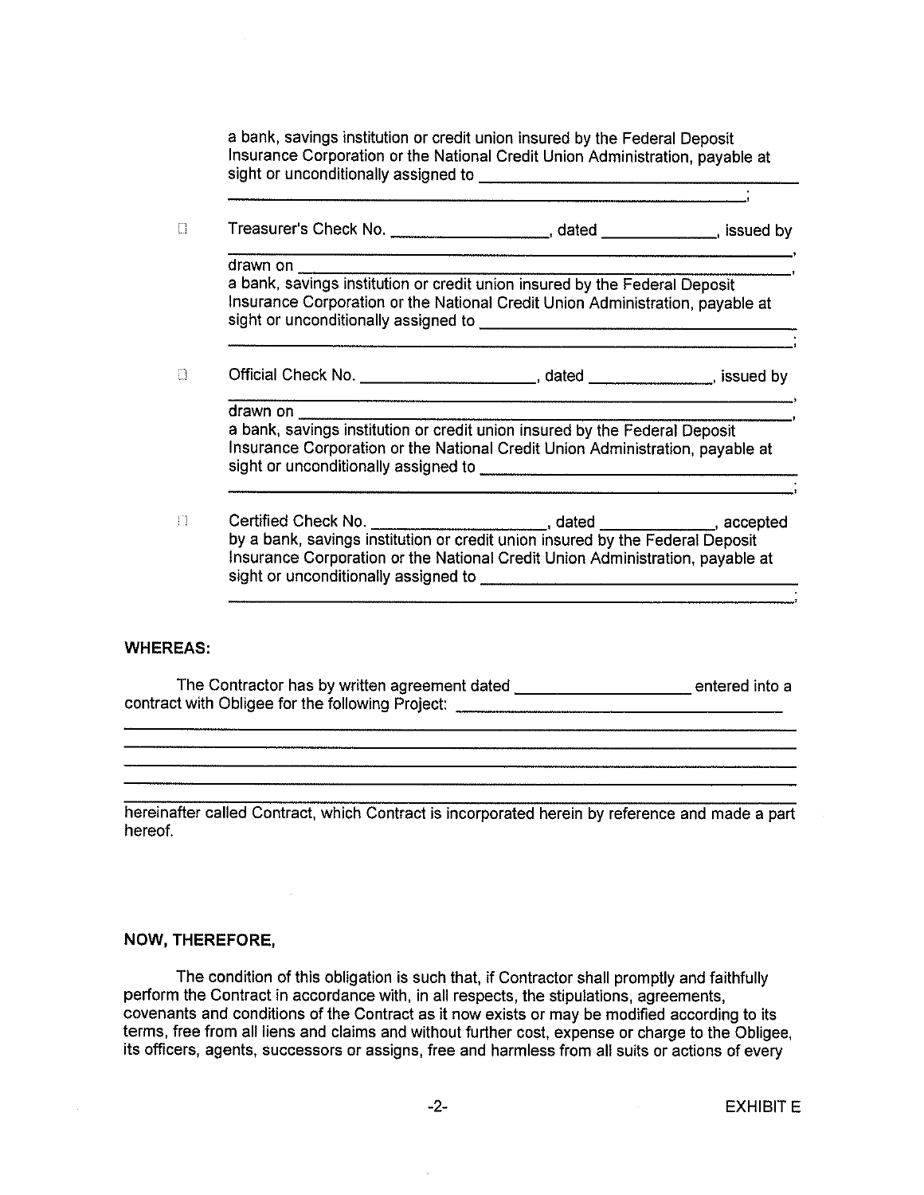a bank, savings institution or credit union insured by the Federal Deposit Insurance Corporation or the National Credit Union Administration, payable at sight or unconditionally assigned to ________________________________________

________________________________________________________________;

☐ Treasurer's Check No. _________________, dated ____________, issued by

________________________________________________________________,
drawn on ________________________________________________________,
a bank, savings institution or credit union insured by the Federal Deposit Insurance Corporation or the National Credit Union Administration, payable at sight or unconditionally assigned to ________________________________________

________________________________________________________________;

☐ Official Check No. ___________________, dated ______________, issued by

________________________________________________________________,
drawn on ________________________________________________________,
a bank, savings institution or credit union insured by the Federal Deposit Insurance Corporation or the National Credit Union Administration, payable at sight or unconditionally assigned to ________________________________________

________________________________________________________________;

☐ Certified Check No. ___________________, dated ____________, accepted by a bank, savings institution or credit union insured by the Federal Deposit Insurance Corporation or the National Credit Union Administration, payable at sight or unconditionally assigned to ________________________________________

________________________________________________________________;

**WHEREAS:**

The Contractor has by written agreement dated __________________ entered into a contract with Obligee for the following Project: ________________________________________

________________________________________________________________________

________________________________________________________________________

________________________________________________________________________

________________________________________________________________________

________________________________________________________________________

hereinafter called Contract, which Contract is incorporated herein by reference and made a part hereof.

**NOW, THEREFORE,**

The condition of this obligation is such that, if Contractor shall promptly and faithfully perform the Contract in accordance with, in all respects, the stipulations, agreements, covenants and conditions of the Contract as it now exists or may be modified according to its terms, free from all liens and claims and without further cost, expense or charge to the Obligee, its officers, agents, successors or assigns, free and harmless from all suits or actions of every

EXHIBIT E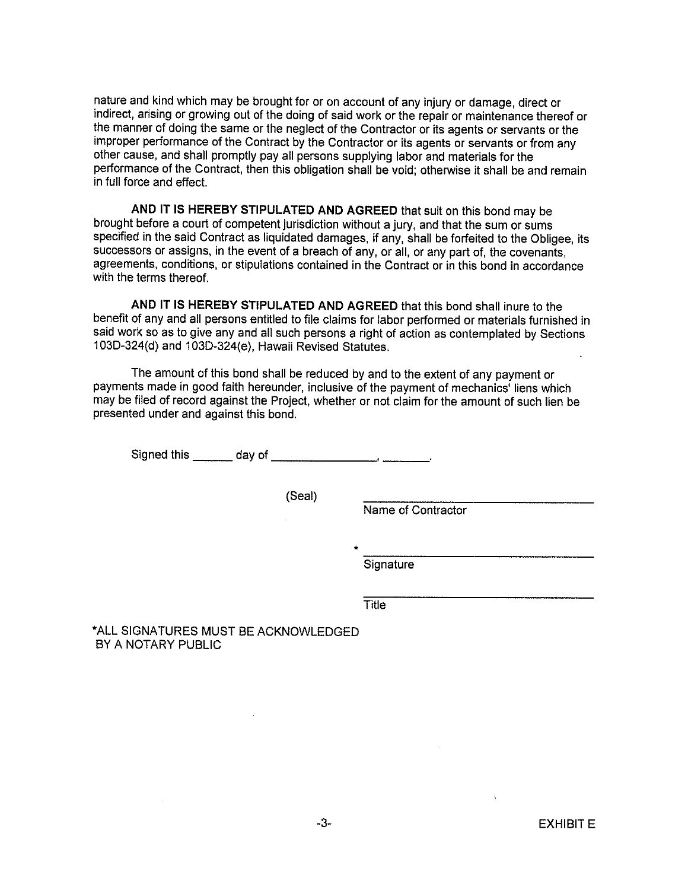nature and kind which may be brought for or on account of any injury or damage, direct or indirect, arising or growing out of the doing of said work or the repair or maintenance thereof or the manner of doing the same or the neglect of the Contractor or its agents or servants or the improper performance of the Contract by the Contractor or its agents or servants or from any other cause, and shall promptly pay all persons supplying labor and materials for the performance of the Contract, then this obligation shall be void; otherwise it shall be and remain in full force and effect.

**AND IT IS HEREBY STIPULATED AND AGREED** that suit on this bond may be brought before a court of competent jurisdiction without a jury, and that the sum or sums specified in the said Contract as liquidated damages, if any, shall be forfeited to the Obligee, its successors or assigns, in the event of a breach of any, or all, or any part of, the covenants, agreements, conditions, or stipulations contained in the Contract or in this bond in accordance with the terms thereof.

**AND IT IS HEREBY STIPULATED AND AGREED** that this bond shall inure to the benefit of any and all persons entitled to file claims for labor performed or materials furnished in said work so as to give any and all such persons a right of action as contemplated by Sections 103D-324(d) and 103D-324(e), Hawaii Revised Statutes.

The amount of this bond shall be reduced by and to the extent of any payment or payments made in good faith hereunder, inclusive of the payment of mechanics' liens which may be filed of record against the Project, whether or not claim for the amount of such lien be presented under and against this bond.

Signed this ______ day of ________________, ________.

(Seal) ________________________________
Name of Contractor

\* ________________________________
Signature

________________________________
Title

*ALL SIGNATURES MUST BE ACKNOWLEDGED BY A NOTARY PUBLIC

EXHIBIT E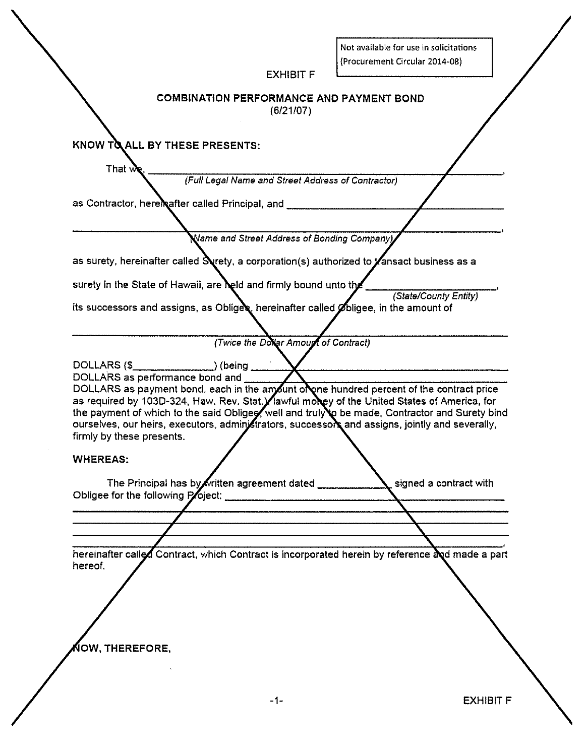Not available for use in solicitations
(Procurement Circular 2014-08)

EXHIBIT F

## COMBINATION PERFORMANCE AND PAYMENT BOND
(6/21/07)

**KNOW TO ALL BY THESE PRESENTS:**

That we, \_\_\_\_\_\_\_\_\_\_\_\_\_\_\_\_\_\_\_\_\_\_\_\_\_\_\_\_\_\_\_\_\_\_\_\_\_\_\_\_\_\_\_\_\_\_\_\_\_\_\_\_\_\_,
*(Full Legal Name and Street Address of Contractor)*

as Contractor, hereinafter called Principal, and \_\_\_\_\_\_\_\_\_\_\_\_\_\_\_\_\_\_\_\_\_\_\_\_\_\_\_\_\_\_\_\_

\_\_\_\_\_\_\_\_\_\_\_\_\_\_\_\_\_\_\_\_\_\_\_\_\_\_\_\_\_\_\_\_\_\_\_\_\_\_\_\_\_\_\_\_\_\_\_\_\_\_\_\_\_\_\_\_\_\_\_\_\_\_\_\_,
*(Name and Street Address of Bonding Company)*

as surety, hereinafter called Surety, a corporation(s) authorized to transact business as a surety in the State of Hawaii, are held and firmly bound unto the \_\_\_\_\_\_\_\_\_\_\_\_\_\_\_\_\_\_\_\_\_\_,
*(State/County Entity)*
its successors and assigns, as Obligee, hereinafter called Obligee, in the amount of

\_\_\_\_\_\_\_\_\_\_\_\_\_\_\_\_\_\_\_\_\_\_\_\_\_\_\_\_\_\_\_\_\_\_\_\_\_\_\_\_\_\_\_\_\_\_\_\_\_\_\_\_\_\_\_\_\_\_\_\_\_\_\_\_
*(Twice the Dollar Amount of Contract)*

DOLLARS ($\_\_\_\_\_\_\_\_\_\_\_\_\_\_) (being \_\_\_\_\_\_\_\_\_\_\_\_\_\_\_\_\_\_\_\_\_\_\_\_\_\_\_\_\_\_\_\_\_\_\_\_\_\_\_\_
DOLLARS as performance bond and \_\_\_\_\_\_\_\_\_\_\_\_\_\_\_\_\_\_\_\_\_\_\_\_\_\_\_\_\_\_\_\_\_\_\_\_\_\_\_\_
DOLLARS as payment bond, each in the amount of one hundred percent of the contract price as required by 103D-324, Haw. Rev. Stat.) lawful money of the United States of America, for the payment of which to the said Obligee, well and truly to be made, Contractor and Surety bind ourselves, our heirs, executors, administrators, successors and assigns, jointly and severally, firmly by these presents.

**WHEREAS:**

The Principal has by written agreement dated \_\_\_\_\_\_\_\_\_\_\_\_\_ signed a contract with Obligee for the following Project: \_\_\_\_\_\_\_\_\_\_\_\_\_\_\_\_\_\_\_\_\_\_\_\_\_\_\_\_\_\_\_\_\_\_\_\_\_\_\_\_\_\_\_\_\_\_\_\_\_\_
\_\_\_\_\_\_\_\_\_\_\_\_\_\_\_\_\_\_\_\_\_\_\_\_\_\_\_\_\_\_\_\_\_\_\_\_\_\_\_\_\_\_\_\_\_\_\_\_\_\_\_\_\_\_\_\_\_\_\_\_\_\_\_\_
\_\_\_\_\_\_\_\_\_\_\_\_\_\_\_\_\_\_\_\_\_\_\_\_\_\_\_\_\_\_\_\_\_\_\_\_\_\_\_\_\_\_\_\_\_\_\_\_\_\_\_\_\_\_\_\_\_\_\_\_\_\_\_\_
\_\_\_\_\_\_\_\_\_\_\_\_\_\_\_\_\_\_\_\_\_\_\_\_\_\_\_\_\_\_\_\_\_\_\_\_\_\_\_\_\_\_\_\_\_\_\_\_\_\_\_\_\_\_\_\_\_\_\_\_\_\_\_\_
\_\_\_\_\_\_\_\_\_\_\_\_\_\_\_\_\_\_\_\_\_\_\_\_\_\_\_\_\_\_\_\_\_\_\_\_\_\_\_\_\_\_\_\_\_\_\_\_\_\_\_\_\_\_\_\_\_\_\_\_\_\_\_\_,
hereinafter called Contract, which Contract is incorporated herein by reference and made a part hereof.

**NOW, THEREFORE,**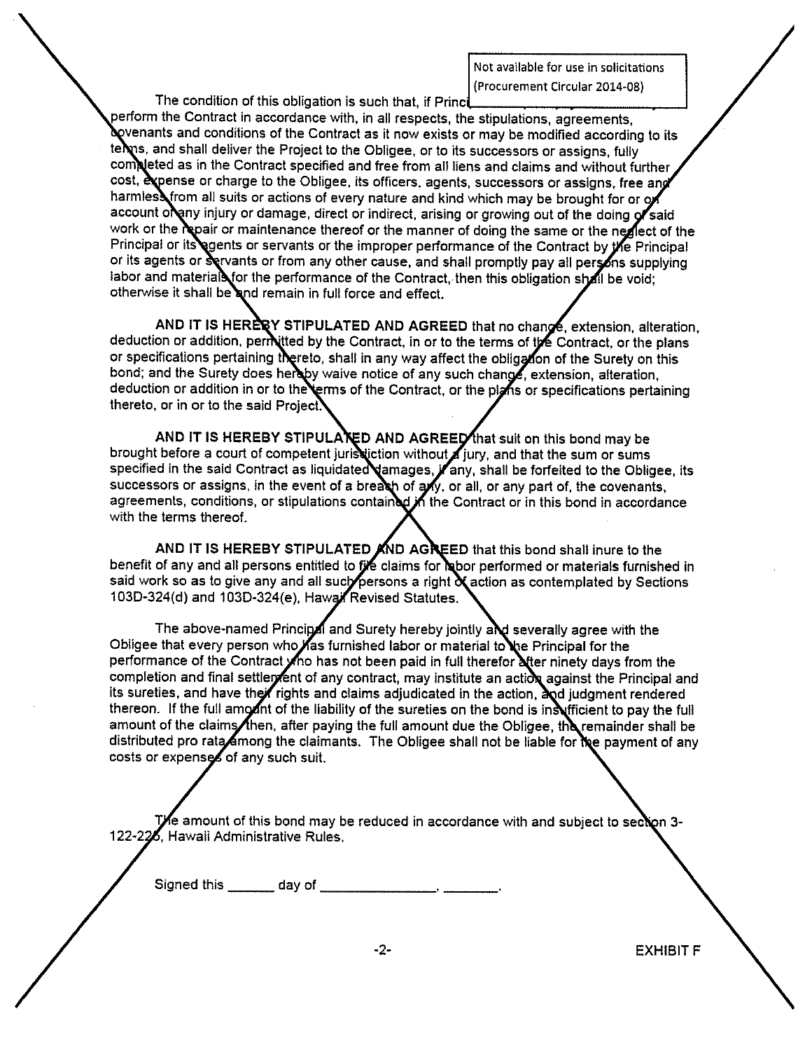Not available for use in solicitations (Procurement Circular 2014-08)

The condition of this obligation is such that, if Princi[...] perform the Contract in accordance with, in all respects, the stipulations, agreements, covenants and conditions of the Contract as it now exists or may be modified according to its terms, and shall deliver the Project to the Obligee, or to its successors or assigns, fully completed as in the Contract specified and free from all liens and claims and without further cost, expense or charge to the Obligee, its officers, agents, successors or assigns, free and harmless from all suits or actions of every nature and kind which may be brought for or on account of any injury or damage, direct or indirect, arising or growing out of the doing of said work or the repair or maintenance thereof or the manner of doing the same or the neglect of the Principal or its agents or servants or the improper performance of the Contract by the Principal or its agents or servants or from any other cause, and shall promptly pay all persons supplying labor and materials for the performance of the Contract, then this obligation shall be void; otherwise it shall be and remain in full force and effect.

**AND IT IS HEREBY STIPULATED AND AGREED** that no change, extension, alteration, deduction or addition, permitted by the Contract, in or to the terms of the Contract, or the plans or specifications pertaining thereto, shall in any way affect the obligation of the Surety on this bond; and the Surety does hereby waive notice of any such change, extension, alteration, deduction or addition in or to the terms of the Contract, or the plans or specifications pertaining thereto, or in or to the said Project.

**AND IT IS HEREBY STIPULATED AND AGREED** that suit on this bond may be brought before a court of competent jurisdiction without a jury, and that the sum or sums specified in the said Contract as liquidated damages, if any, shall be forfeited to the Obligee, its successors or assigns, in the event of a breach of any, or all, or any part of, the covenants, agreements, conditions, or stipulations contained in the Contract or in this bond in accordance with the terms thereof.

**AND IT IS HEREBY STIPULATED AND AGREED** that this bond shall inure to the benefit of any and all persons entitled to file claims for labor performed or materials furnished in said work so as to give any and all such persons a right of action as contemplated by Sections 103D-324(d) and 103D-324(e), Hawaii Revised Statutes.

The above-named Principal and Surety hereby jointly and severally agree with the Obligee that every person who has furnished labor or material to the Principal for the performance of the Contract who has not been paid in full therefor after ninety days from the completion and final settlement of any contract, may institute an action against the Principal and its sureties, and have their rights and claims adjudicated in the action, and judgment rendered thereon. If the full amount of the liability of the sureties on the bond is insufficient to pay the full amount of the claims, then, after paying the full amount due the Obligee, the remainder shall be distributed pro rata among the claimants. The Obligee shall not be liable for the payment of any costs or expenses of any such suit.

The amount of this bond may be reduced in accordance with and subject to section 3-122-226, Hawaii Administrative Rules.

Signed this ______ day of _______________, _______.

EXHIBIT F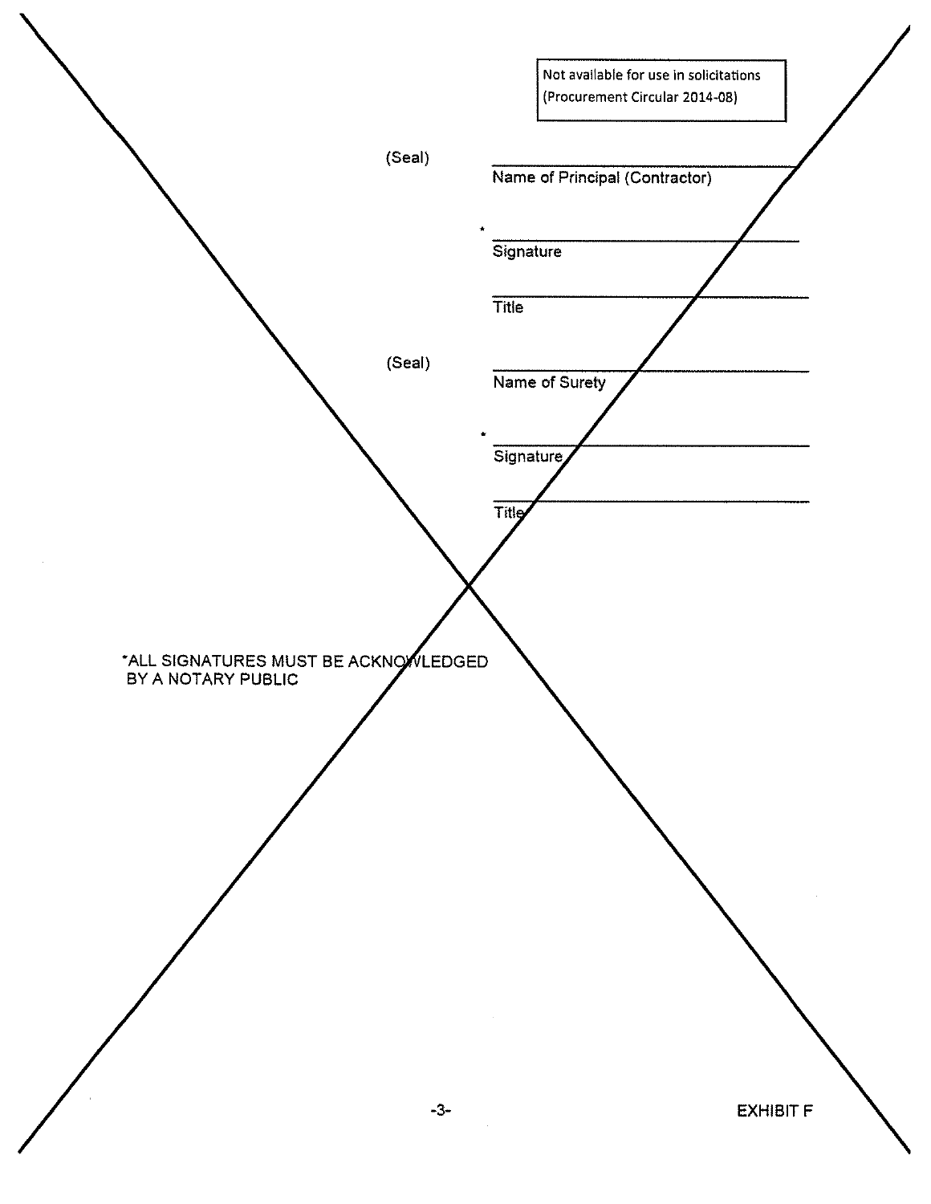Not available for use in solicitations
(Procurement Circular 2014-08)

(Seal) \_\_\_\_\_\_\_\_\_\_\_\_\_\_\_\_\_\_\_\_\_\_\_\_\_\_\_\_\_\_
Name of Principal (Contractor)

\* \_\_\_\_\_\_\_\_\_\_\_\_\_\_\_\_\_\_\_\_\_\_\_\_\_\_\_\_\_\_
Signature

\_\_\_\_\_\_\_\_\_\_\_\_\_\_\_\_\_\_\_\_\_\_\_\_\_\_\_\_\_\_
Title

(Seal) \_\_\_\_\_\_\_\_\_\_\_\_\_\_\_\_\_\_\_\_\_\_\_\_\_\_\_\_\_\_
Name of Surety

\* \_\_\_\_\_\_\_\_\_\_\_\_\_\_\_\_\_\_\_\_\_\_\_\_\_\_\_\_\_\_
Signature

\_\_\_\_\_\_\_\_\_\_\_\_\_\_\_\_\_\_\_\_\_\_\_\_\_\_\_\_\_\_
Title

*ALL SIGNATURES MUST BE ACKNOWLEDGED BY A NOTARY PUBLIC

EXHIBIT F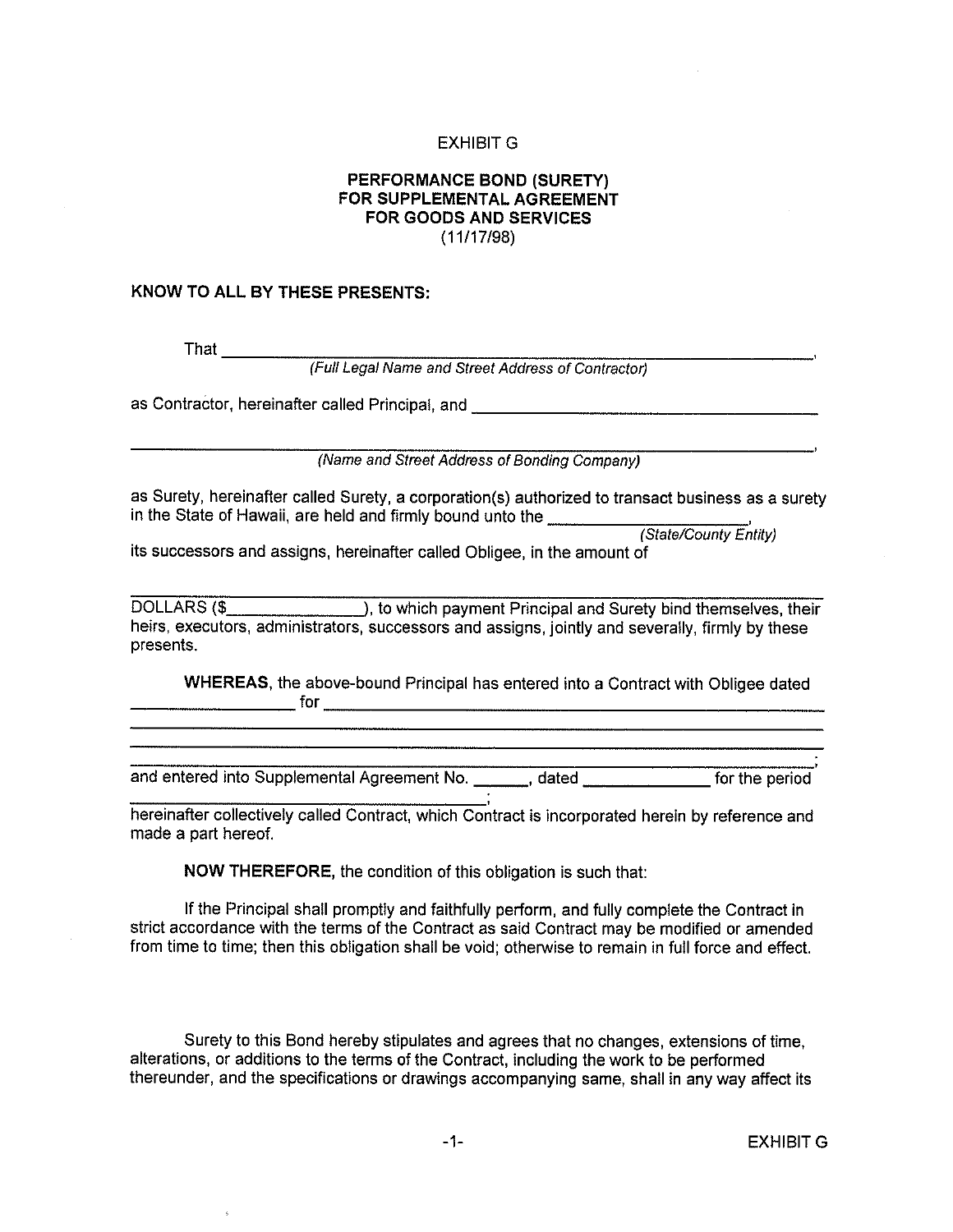EXHIBIT G

**PERFORMANCE BOND (SURETY)**
**FOR SUPPLEMENTAL AGREEMENT**
**FOR GOODS AND SERVICES**
(11/17/98)

**KNOW TO ALL BY THESE PRESENTS:**

That ______________________________________________________________,
*(Full Legal Name and Street Address of Contractor)*

as Contractor, hereinafter called Principal, and ______________________________________

______________________________________________________________,
*(Name and Street Address of Bonding Company)*

as Surety, hereinafter called Surety, a corporation(s) authorized to transact business as a surety in the State of Hawaii, are held and firmly bound unto the ____________________,
*(State/County Entity)*

its successors and assigns, hereinafter called Obligee, in the amount of

______________________________________________________________

DOLLARS ($______________), to which payment Principal and Surety bind themselves, their heirs, executors, administrators, successors and assigns, jointly and severally, firmly by these presents.

**WHEREAS**, the above-bound Principal has entered into a Contract with Obligee dated ________________ for ______________________________________________

______________________________________________________________

______________________________________________________________

______________________________________________________________;

and entered into Supplemental Agreement No. ______, dated ____________ for the period ______________________________________;

hereinafter collectively called Contract, which Contract is incorporated herein by reference and made a part hereof.

**NOW THEREFORE,** the condition of this obligation is such that:

If the Principal shall promptly and faithfully perform, and fully complete the Contract in strict accordance with the terms of the Contract as said Contract may be modified or amended from time to time; then this obligation shall be void; otherwise to remain in full force and effect.

Surety to this Bond hereby stipulates and agrees that no changes, extensions of time, alterations, or additions to the terms of the Contract, including the work to be performed thereunder, and the specifications or drawings accompanying same, shall in any way affect its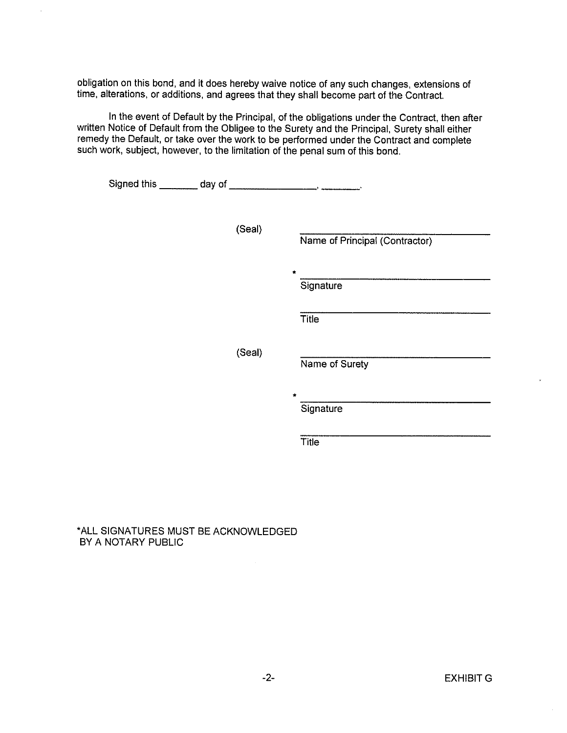obligation on this bond, and it does hereby waive notice of any such changes, extensions of time, alterations, or additions, and agrees that they shall become part of the Contract.

In the event of Default by the Principal, of the obligations under the Contract, then after written Notice of Default from the Obligee to the Surety and the Principal, Surety shall either remedy the Default, or take over the work to be performed under the Contract and complete such work, subject, however, to the limitation of the penal sum of this bond.

Signed this _______ day of ________________, _______.

(Seal) ________________________________
Name of Principal (Contractor)

* ________________________________
Signature

________________________________
Title

(Seal) ________________________________
Name of Surety

* ________________________________
Signature

________________________________
Title

*ALL SIGNATURES MUST BE ACKNOWLEDGED BY A NOTARY PUBLIC

EXHIBIT G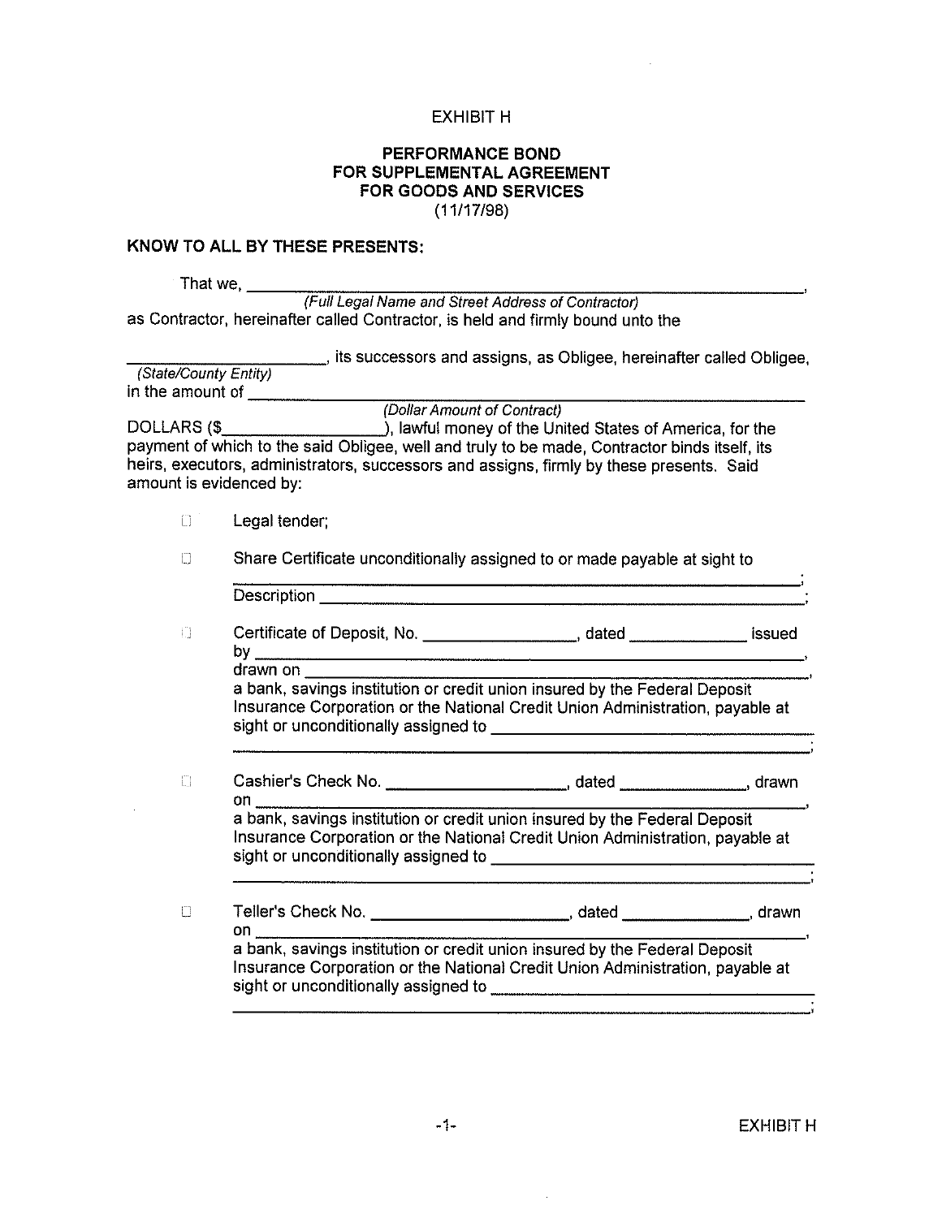EXHIBIT H

**PERFORMANCE BOND**
**FOR SUPPLEMENTAL AGREEMENT**
**FOR GOODS AND SERVICES**
(11/17/98)

**KNOW TO ALL BY THESE PRESENTS:**

That we, ______________________________________________________________,
*(Full Legal Name and Street Address of Contractor)*
as Contractor, hereinafter called Contractor, is held and firmly bound unto the

________________________, its successors and assigns, as Obligee, hereinafter called Obligee,
*(State/County Entity)*
in the amount of ______________________________________________________________
*(Dollar Amount of Contract)*
DOLLARS ($__________________), lawful money of the United States of America, for the payment of which to the said Obligee, well and truly to be made, Contractor binds itself, its heirs, executors, administrators, successors and assigns, firmly by these presents. Said amount is evidenced by:

- ☐ Legal tender;

- ☐ Share Certificate unconditionally assigned to or made payable at sight to ______________________________________________________________;
  Description ______________________________________________________________;

- ☐ Certificate of Deposit, No. _________________, dated _____________ issued by ______________________________________________________________,
  drawn on ______________________________________________________________,
  a bank, savings institution or credit union insured by the Federal Deposit Insurance Corporation or the National Credit Union Administration, payable at sight or unconditionally assigned to ______________________________
  ______________________________________________________________;

- ☐ Cashier's Check No. ____________________, dated _______________, drawn on ______________________________________________________________,
  a bank, savings institution or credit union insured by the Federal Deposit Insurance Corporation or the National Credit Union Administration, payable at sight or unconditionally assigned to ______________________________
  ______________________________________________________________;

- ☐ Teller's Check No. ______________________, dated ______________, drawn on ______________________________________________________________,
  a bank, savings institution or credit union insured by the Federal Deposit Insurance Corporation or the National Credit Union Administration, payable at sight or unconditionally assigned to ______________________________
  ______________________________________________________________;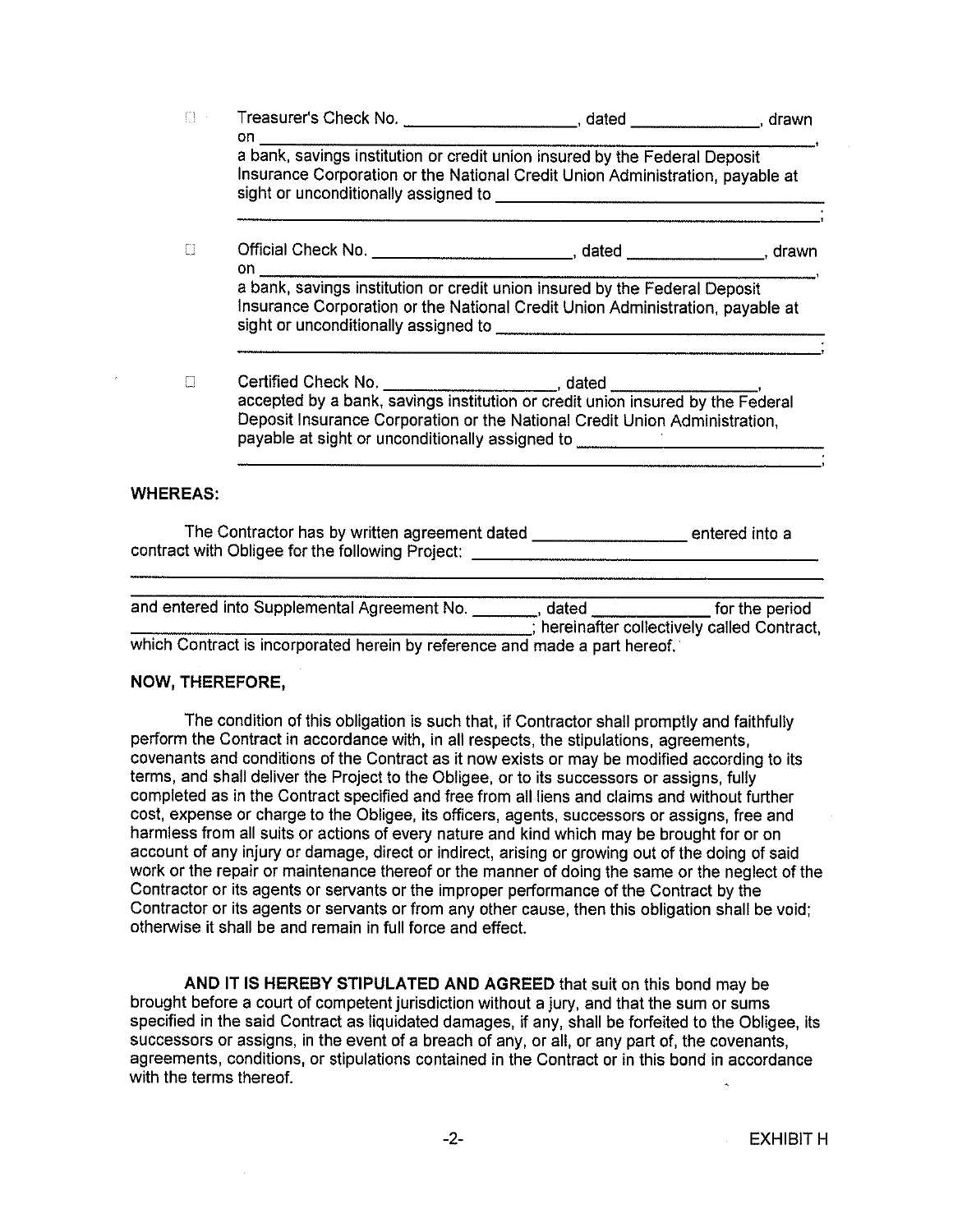- ☐ Treasurer's Check No. ____________________, dated ______________, drawn on ______________________________________________________________, a bank, savings institution or credit union insured by the Federal Deposit Insurance Corporation or the National Credit Union Administration, payable at sight or unconditionally assigned to ___________________________________ ____________________________________________________________;

- ☐ Official Check No. ________________________, dated _______________, drawn on ______________________________________________________________, a bank, savings institution or credit union insured by the Federal Deposit Insurance Corporation or the National Credit Union Administration, payable at sight or unconditionally assigned to ___________________________________ ____________________________________________________________;

- ☐ Certified Check No. ____________________, dated _________________, accepted by a bank, savings institution or credit union insured by the Federal Deposit Insurance Corporation or the National Credit Union Administration, payable at sight or unconditionally assigned to ____________________________ ____________________________________________________________;

**WHEREAS:**

The Contractor has by written agreement dated _________________ entered into a contract with Obligee for the following Project: _______________________________________ ____________________________________________________________________________ ____________________________________________________________________________ and entered into Supplemental Agreement No. ________, dated _____________ for the period _____________________________________________; hereinafter collectively called Contract, which Contract is incorporated herein by reference and made a part hereof.

**NOW, THEREFORE,**

The condition of this obligation is such that, if Contractor shall promptly and faithfully perform the Contract in accordance with, in all respects, the stipulations, agreements, covenants and conditions of the Contract as it now exists or may be modified according to its terms, and shall deliver the Project to the Obligee, or to its successors or assigns, fully completed as in the Contract specified and free from all liens and claims and without further cost, expense or charge to the Obligee, its officers, agents, successors or assigns, free and harmless from all suits or actions of every nature and kind which may be brought for or on account of any injury or damage, direct or indirect, arising or growing out of the doing of said work or the repair or maintenance thereof or the manner of doing the same or the neglect of the Contractor or its agents or servants or the improper performance of the Contract by the Contractor or its agents or servants or from any other cause, then this obligation shall be void; otherwise it shall be and remain in full force and effect.

**AND IT IS HEREBY STIPULATED AND AGREED** that suit on this bond may be brought before a court of competent jurisdiction without a jury, and that the sum or sums specified in the said Contract as liquidated damages, if any, shall be forfeited to the Obligee, its successors or assigns, in the event of a breach of any, or all, or any part of, the covenants, agreements, conditions, or stipulations contained in the Contract or in this bond in accordance with the terms thereof.

EXHIBIT H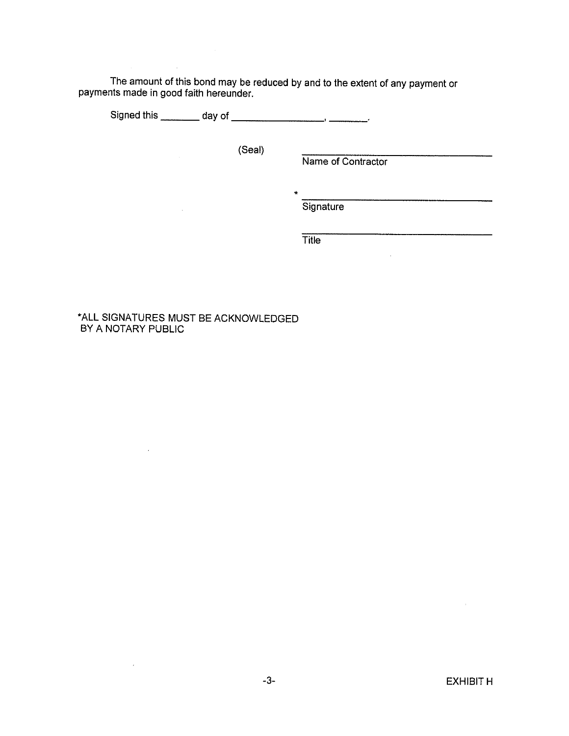The amount of this bond may be reduced by and to the extent of any payment or payments made in good faith hereunder.

Signed this _______ day of _________________, _______.

(Seal) ___________________________________
Name of Contractor

\* ___________________________________
Signature

___________________________________
Title

*ALL SIGNATURES MUST BE ACKNOWLEDGED BY A NOTARY PUBLIC

EXHIBIT H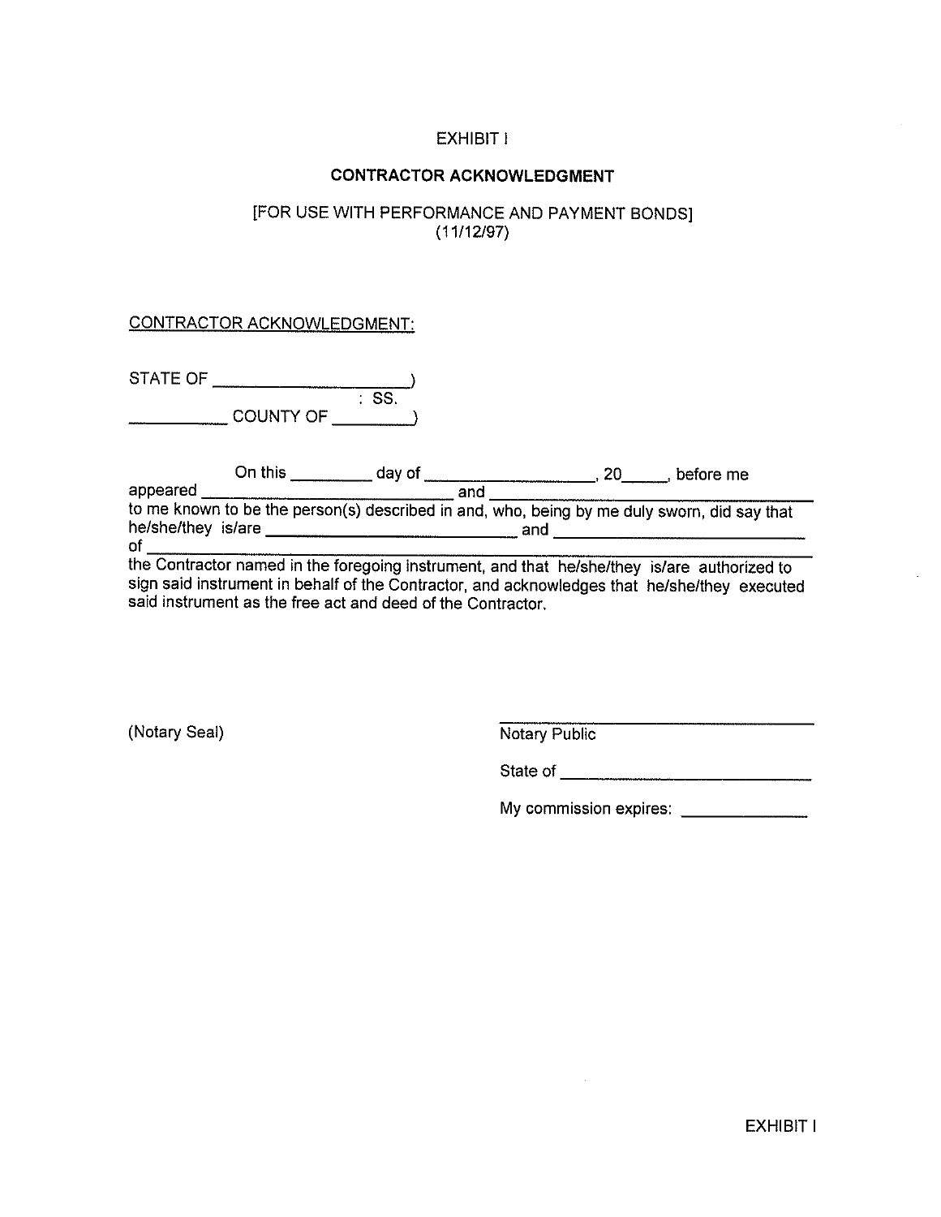# EXHIBIT I

## CONTRACTOR ACKNOWLEDGMENT

[FOR USE WITH PERFORMANCE AND PAYMENT BONDS]
(11/12/97)

CONTRACTOR ACKNOWLEDGMENT:

STATE OF ______________________)
: SS.
__________ COUNTY OF _________)

On this _________ day of ___________________, 20_____, before me appeared _____________________________ and _________________________________ to me known to be the person(s) described in and, who, being by me duly sworn, did say that he/she/they is/are _____________________________ and _____________________________ of _____________________________________________________________ the Contractor named in the foregoing instrument, and that he/she/they is/are authorized to sign said instrument in behalf of the Contractor, and acknowledges that he/she/they executed said instrument as the free act and deed of the Contractor.

(Notary Seal)

_________________________________
Notary Public

State of ___________________________

My commission expires: _____________

EXHIBIT I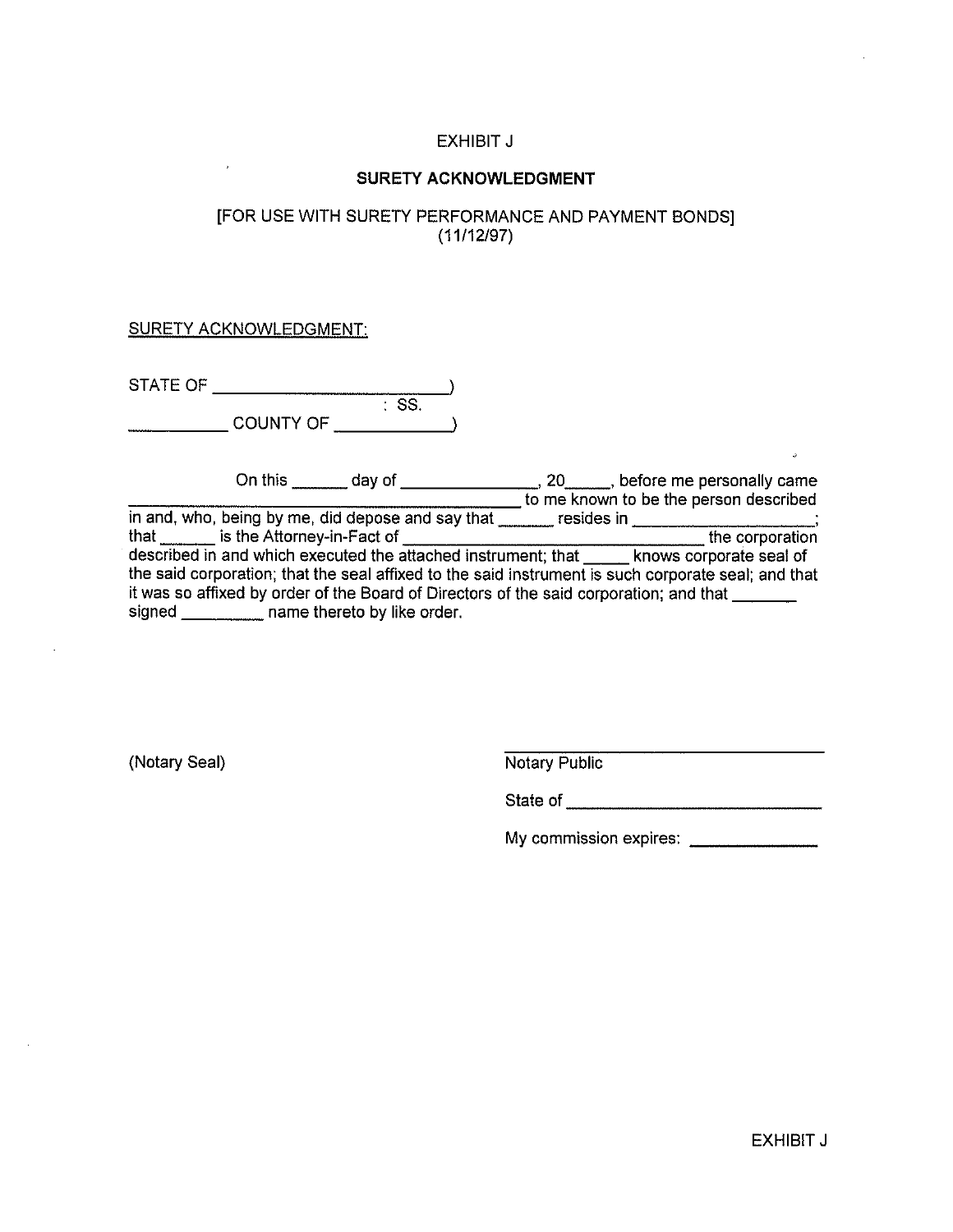EXHIBIT J

**SURETY ACKNOWLEDGMENT**

[FOR USE WITH SURETY PERFORMANCE AND PAYMENT BONDS]
(11/12/97)

SURETY ACKNOWLEDGMENT:

STATE OF ___________________________)
: SS.
___________ COUNTY OF ____________)

On this ______ day of _______________, 20_____, before me personally came ______________________________________ to me known to be the person described in and, who, being by me, did depose and say that _______ resides in ____________________; that ______ is the Attorney-in-Fact of __________________________________ the corporation described in and which executed the attached instrument; that _____ knows corporate seal of the said corporation; that the seal affixed to the said instrument is such corporate seal; and that it was so affixed by order of the Board of Directors of the said corporation; and that _______ signed _________ name thereto by like order.

(Notary Seal)

_________________________________
Notary Public

State of ___________________________

My commission expires: _____________